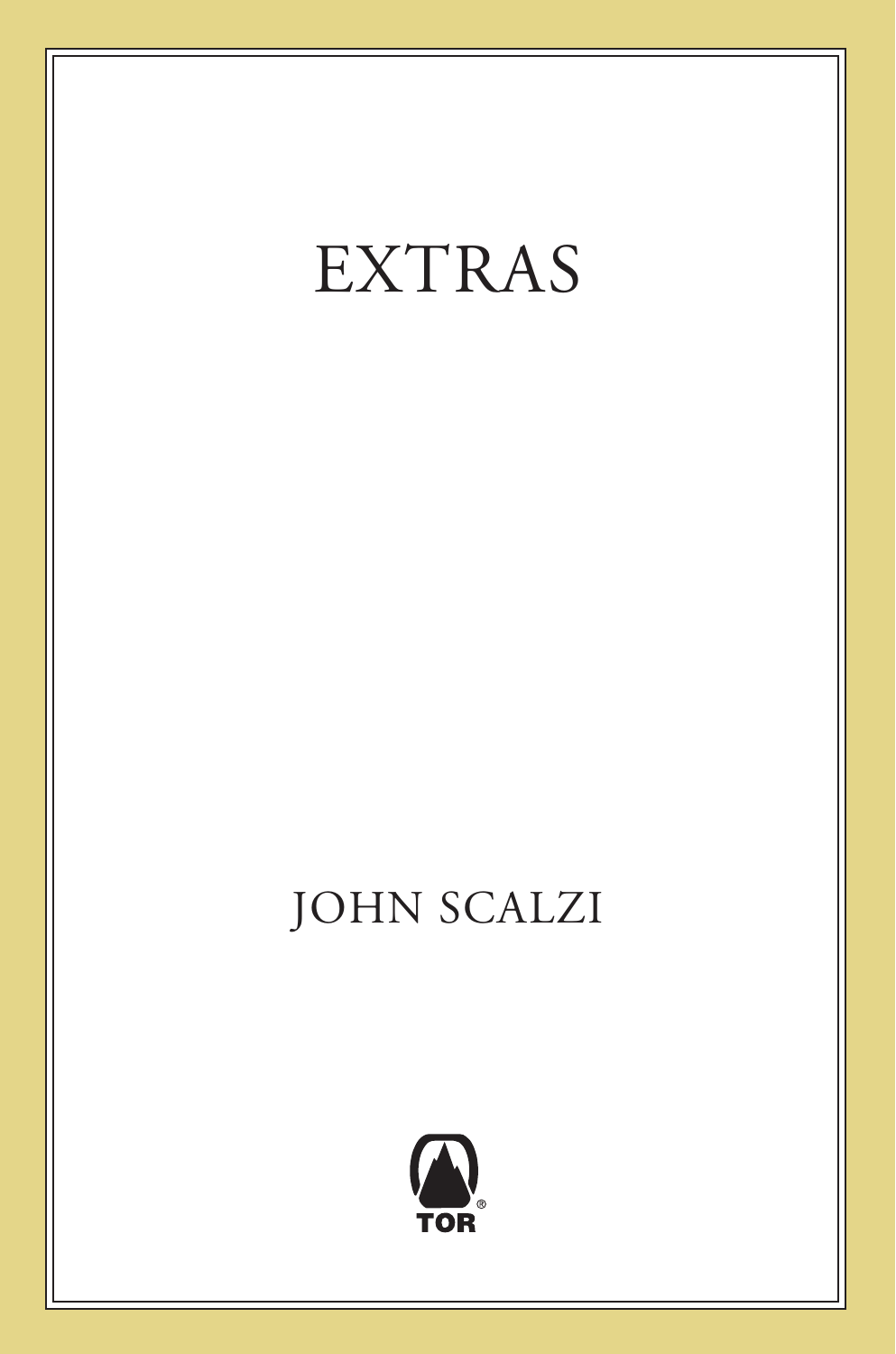# EXTRAS

JOHN SCALZI

TOR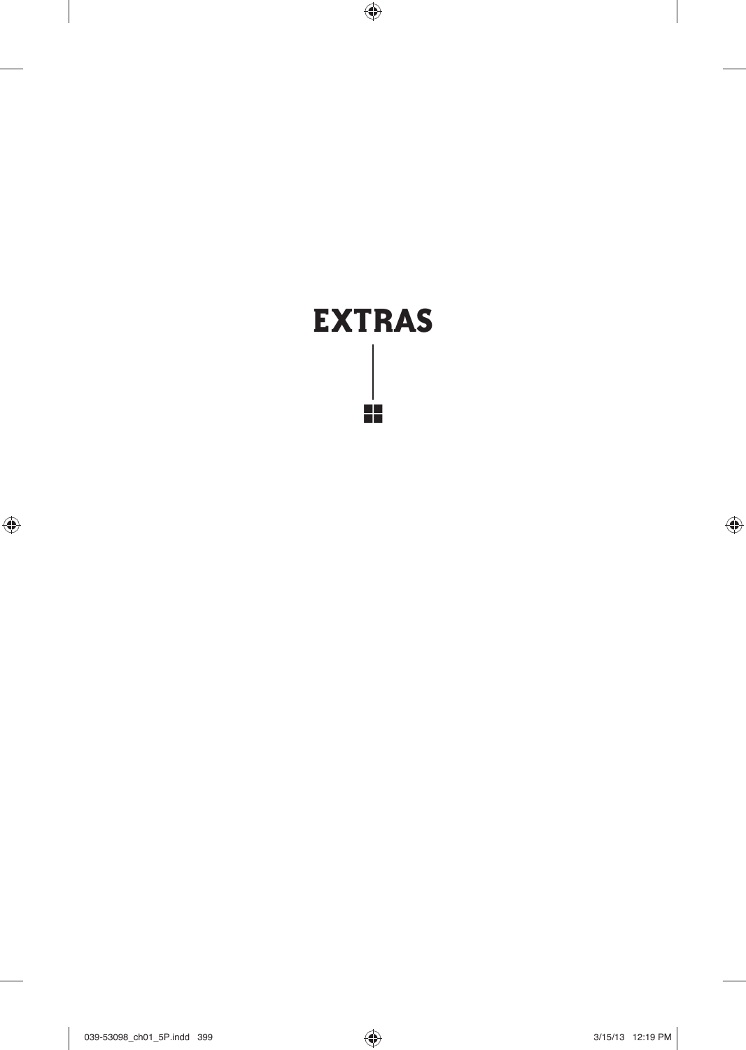# EXTRAS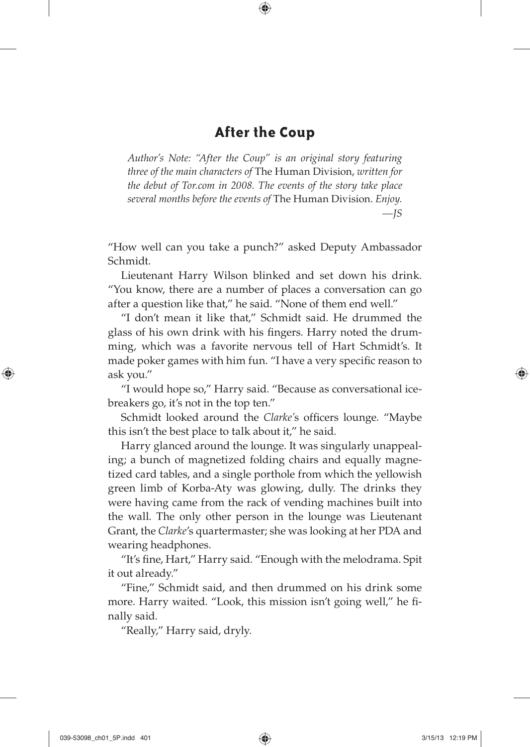## After the Coup

*Author's Note: "After the Coup" is an original story featuring three of the main characters of* The Human Division, *written for the debut of Tor.com in 2008. The events of the story take place several months before the events of* The Human Division. *Enjoy.*
*—JS*

"How well can you take a punch?" asked Deputy Ambassador Schmidt.

Lieutenant Harry Wilson blinked and set down his drink. "You know, there are a number of places a conversation can go after a question like that," he said. "None of them end well."

"I don't mean it like that," Schmidt said. He drummed the glass of his own drink with his fingers. Harry noted the drumming, which was a favorite nervous tell of Hart Schmidt's. It made poker games with him fun. "I have a very specific reason to ask you."

"I would hope so," Harry said. "Because as conversational icebreakers go, it's not in the top ten."

Schmidt looked around the *Clarke*'s officers lounge. "Maybe this isn't the best place to talk about it," he said.

Harry glanced around the lounge. It was singularly unappealing; a bunch of magnetized folding chairs and equally magnetized card tables, and a single porthole from which the yellowish green limb of Korba-Aty was glowing, dully. The drinks they were having came from the rack of vending machines built into the wall. The only other person in the lounge was Lieutenant Grant, the *Clarke*'s quartermaster; she was looking at her PDA and wearing headphones.

"It's fine, Hart," Harry said. "Enough with the melodrama. Spit it out already."

"Fine," Schmidt said, and then drummed on his drink some more. Harry waited. "Look, this mission isn't going well," he finally said.

"Really," Harry said, dryly.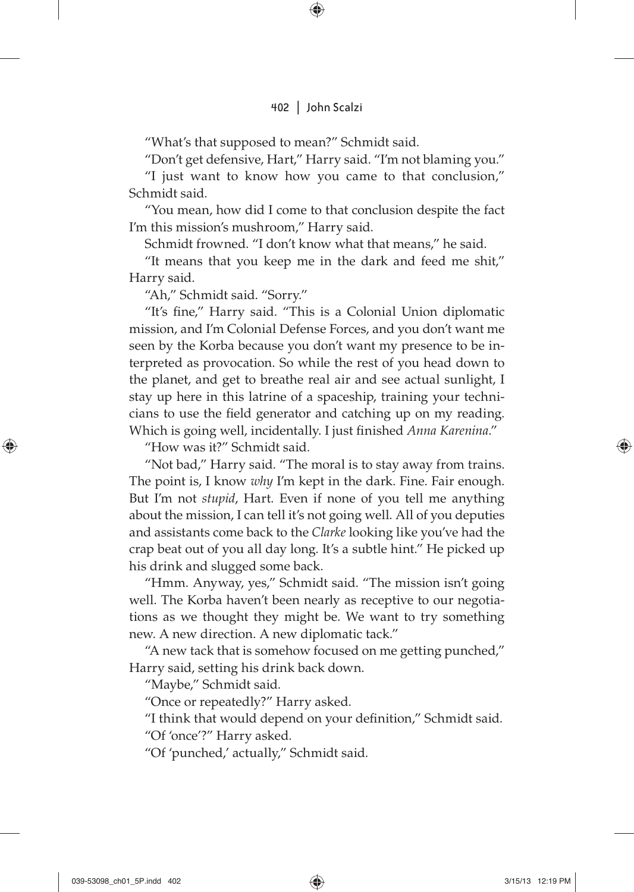"What's that supposed to mean?" Schmidt said.

"Don't get defensive, Hart," Harry said. "I'm not blaming you."

"I just want to know how you came to that conclusion," Schmidt said.

"You mean, how did I come to that conclusion despite the fact I'm this mission's mushroom," Harry said.

Schmidt frowned. "I don't know what that means," he said.

"It means that you keep me in the dark and feed me shit," Harry said.

"Ah," Schmidt said. "Sorry."

"It's fine," Harry said. "This is a Colonial Union diplomatic mission, and I'm Colonial Defense Forces, and you don't want me seen by the Korba because you don't want my presence to be interpreted as provocation. So while the rest of you head down to the planet, and get to breathe real air and see actual sunlight, I stay up here in this latrine of a spaceship, training your technicians to use the field generator and catching up on my reading. Which is going well, incidentally. I just finished *Anna Karenina*."

"How was it?" Schmidt said.

"Not bad," Harry said. "The moral is to stay away from trains. The point is, I know *why* I'm kept in the dark. Fine. Fair enough. But I'm not *stupid*, Hart. Even if none of you tell me anything about the mission, I can tell it's not going well. All of you deputies and assistants come back to the *Clarke* looking like you've had the crap beat out of you all day long. It's a subtle hint." He picked up his drink and slugged some back.

"Hmm. Anyway, yes," Schmidt said. "The mission isn't going well. The Korba haven't been nearly as receptive to our negotiations as we thought they might be. We want to try something new. A new direction. A new diplomatic tack."

"A new tack that is somehow focused on me getting punched," Harry said, setting his drink back down.

"Maybe," Schmidt said.

"Once or repeatedly?" Harry asked.

"I think that would depend on your definition," Schmidt said.

"Of 'once'?" Harry asked.

"Of 'punched,' actually," Schmidt said.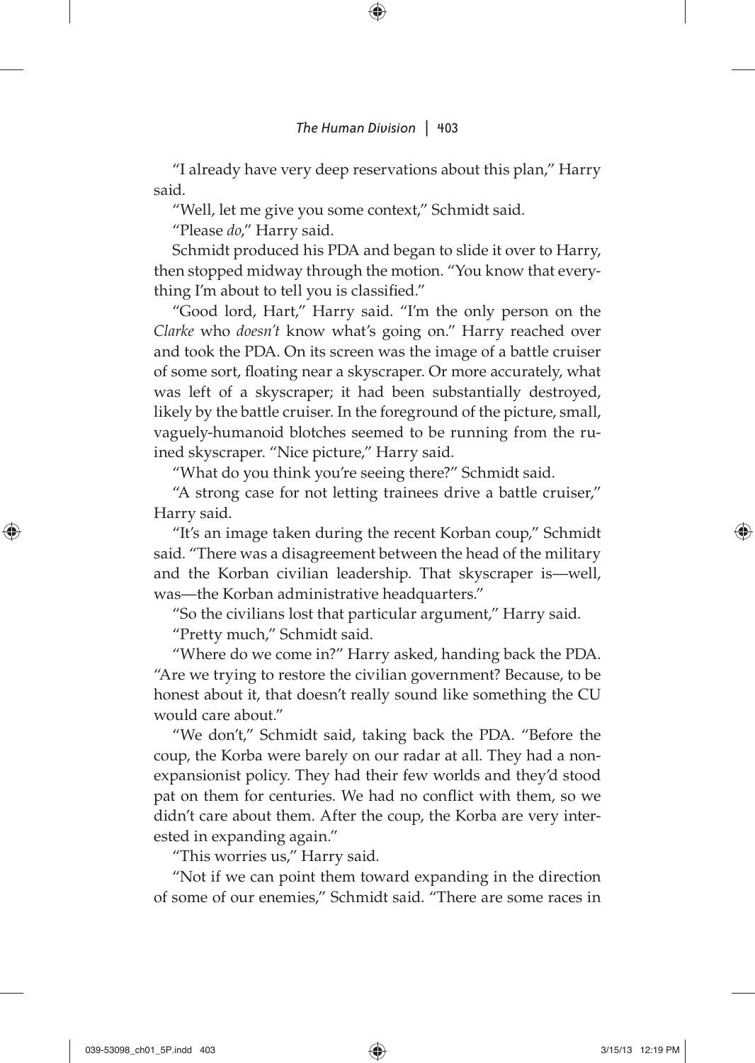"I already have very deep reservations about this plan," Harry said.

"Well, let me give you some context," Schmidt said.

"Please *do*," Harry said.

Schmidt produced his PDA and began to slide it over to Harry, then stopped midway through the motion. "You know that everything I'm about to tell you is classified."

"Good lord, Hart," Harry said. "I'm the only person on the *Clarke* who *doesn't* know what's going on." Harry reached over and took the PDA. On its screen was the image of a battle cruiser of some sort, floating near a skyscraper. Or more accurately, what was left of a skyscraper; it had been substantially destroyed, likely by the battle cruiser. In the foreground of the picture, small, vaguely-humanoid blotches seemed to be running from the ruined skyscraper. "Nice picture," Harry said.

"What do you think you're seeing there?" Schmidt said.

"A strong case for not letting trainees drive a battle cruiser," Harry said.

"It's an image taken during the recent Korban coup," Schmidt said. "There was a disagreement between the head of the military and the Korban civilian leadership. That skyscraper is—well, was—the Korban administrative headquarters."

"So the civilians lost that particular argument," Harry said.

"Pretty much," Schmidt said.

"Where do we come in?" Harry asked, handing back the PDA. "Are we trying to restore the civilian government? Because, to be honest about it, that doesn't really sound like something the CU would care about."

"We don't," Schmidt said, taking back the PDA. "Before the coup, the Korba were barely on our radar at all. They had a non-expansionist policy. They had their few worlds and they'd stood pat on them for centuries. We had no conflict with them, so we didn't care about them. After the coup, the Korba are very interested in expanding again."

"This worries us," Harry said.

"Not if we can point them toward expanding in the direction of some of our enemies," Schmidt said. "There are some races in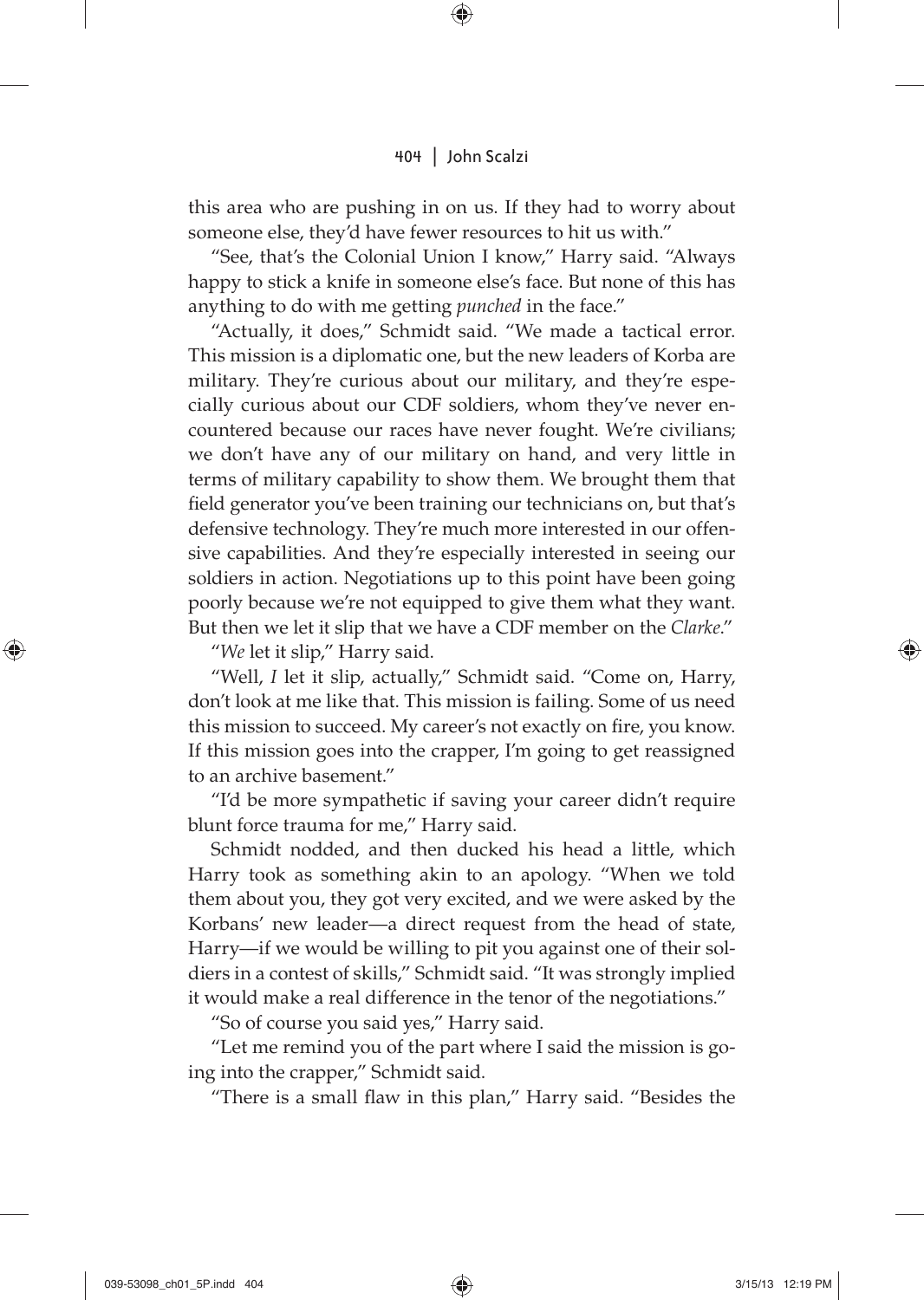this area who are pushing in on us. If they had to worry about someone else, they'd have fewer resources to hit us with."

"See, that's the Colonial Union I know," Harry said. "Always happy to stick a knife in someone else's face. But none of this has anything to do with me getting *punched* in the face."

"Actually, it does," Schmidt said. "We made a tactical error. This mission is a diplomatic one, but the new leaders of Korba are military. They're curious about our military, and they're especially curious about our CDF soldiers, whom they've never encountered because our races have never fought. We're civilians; we don't have any of our military on hand, and very little in terms of military capability to show them. We brought them that field generator you've been training our technicians on, but that's defensive technology. They're much more interested in our offensive capabilities. And they're especially interested in seeing our soldiers in action. Negotiations up to this point have been going poorly because we're not equipped to give them what they want. But then we let it slip that we have a CDF member on the *Clarke*."

"*We* let it slip," Harry said.

"Well, *I* let it slip, actually," Schmidt said. "Come on, Harry, don't look at me like that. This mission is failing. Some of us need this mission to succeed. My career's not exactly on fire, you know. If this mission goes into the crapper, I'm going to get reassigned to an archive basement."

"I'd be more sympathetic if saving your career didn't require blunt force trauma for me," Harry said.

Schmidt nodded, and then ducked his head a little, which Harry took as something akin to an apology. "When we told them about you, they got very excited, and we were asked by the Korbans' new leader—a direct request from the head of state, Harry—if we would be willing to pit you against one of their soldiers in a contest of skills," Schmidt said. "It was strongly implied it would make a real difference in the tenor of the negotiations."

"So of course you said yes," Harry said.

"Let me remind you of the part where I said the mission is going into the crapper," Schmidt said.

"There is a small flaw in this plan," Harry said. "Besides the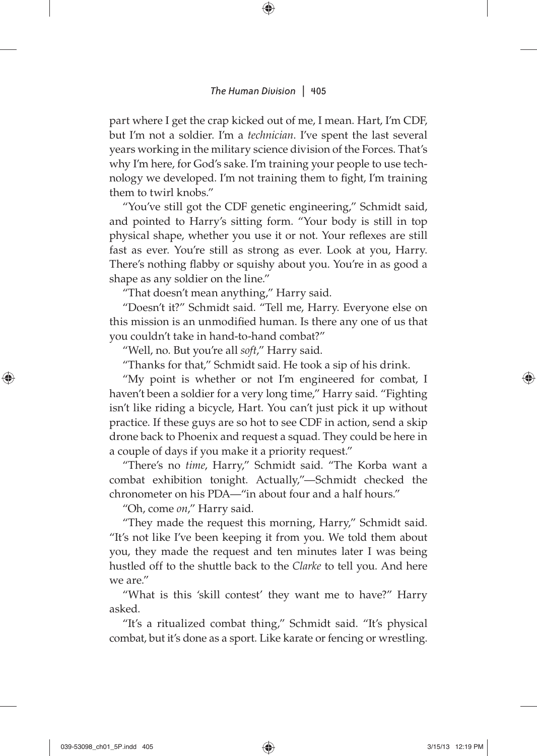part where I get the crap kicked out of me, I mean. Hart, I'm CDF, but I'm not a soldier. I'm a *technician*. I've spent the last several years working in the military science division of the Forces. That's why I'm here, for God's sake. I'm training your people to use technology we developed. I'm not training them to fight, I'm training them to twirl knobs."

"You've still got the CDF genetic engineering," Schmidt said, and pointed to Harry's sitting form. "Your body is still in top physical shape, whether you use it or not. Your reflexes are still fast as ever. You're still as strong as ever. Look at you, Harry. There's nothing flabby or squishy about you. You're in as good a shape as any soldier on the line."

"That doesn't mean anything," Harry said.

"Doesn't it?" Schmidt said. "Tell me, Harry. Everyone else on this mission is an unmodified human. Is there any one of us that you couldn't take in hand-to-hand combat?"

"Well, no. But you're all *soft*," Harry said.

"Thanks for that," Schmidt said. He took a sip of his drink.

"My point is whether or not I'm engineered for combat, I haven't been a soldier for a very long time," Harry said. "Fighting isn't like riding a bicycle, Hart. You can't just pick it up without practice. If these guys are so hot to see CDF in action, send a skip drone back to Phoenix and request a squad. They could be here in a couple of days if you make it a priority request."

"There's no *time*, Harry," Schmidt said. "The Korba want a combat exhibition tonight. Actually,"—Schmidt checked the chronometer on his PDA—"in about four and a half hours."

"Oh, come *on*," Harry said.

"They made the request this morning, Harry," Schmidt said. "It's not like I've been keeping it from you. We told them about you, they made the request and ten minutes later I was being hustled off to the shuttle back to the *Clarke* to tell you. And here we are."

"What is this 'skill contest' they want me to have?" Harry asked.

"It's a ritualized combat thing," Schmidt said. "It's physical combat, but it's done as a sport. Like karate or fencing or wrestling.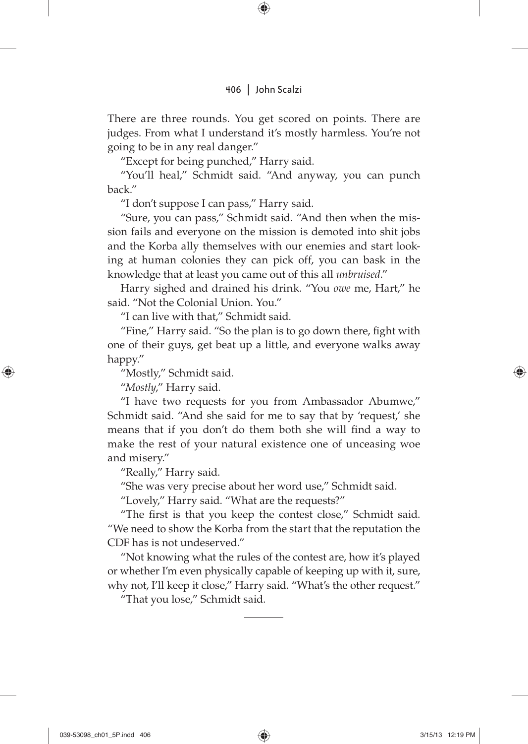There are three rounds. You get scored on points. There are judges. From what I understand it's mostly harmless. You're not going to be in any real danger."

"Except for being punched," Harry said.

"You'll heal," Schmidt said. "And anyway, you can punch back."

"I don't suppose I can pass," Harry said.

"Sure, you can pass," Schmidt said. "And then when the mission fails and everyone on the mission is demoted into shit jobs and the Korba ally themselves with our enemies and start looking at human colonies they can pick off, you can bask in the knowledge that at least you came out of this all *unbruised*."

Harry sighed and drained his drink. "You *owe* me, Hart," he said. "Not the Colonial Union. You."

"I can live with that," Schmidt said.

"Fine," Harry said. "So the plan is to go down there, fight with one of their guys, get beat up a little, and everyone walks away happy."

"Mostly," Schmidt said.

"*Mostly*," Harry said.

"I have two requests for you from Ambassador Abumwe," Schmidt said. "And she said for me to say that by 'request,' she means that if you don't do them both she will find a way to make the rest of your natural existence one of unceasing woe and misery."

"Really," Harry said.

"She was very precise about her word use," Schmidt said.

"Lovely," Harry said. "What are the requests?"

"The first is that you keep the contest close," Schmidt said. "We need to show the Korba from the start that the reputation the CDF has is not undeserved."

"Not knowing what the rules of the contest are, how it's played or whether I'm even physically capable of keeping up with it, sure, why not, I'll keep it close," Harry said. "What's the other request."

"That you lose," Schmidt said.

---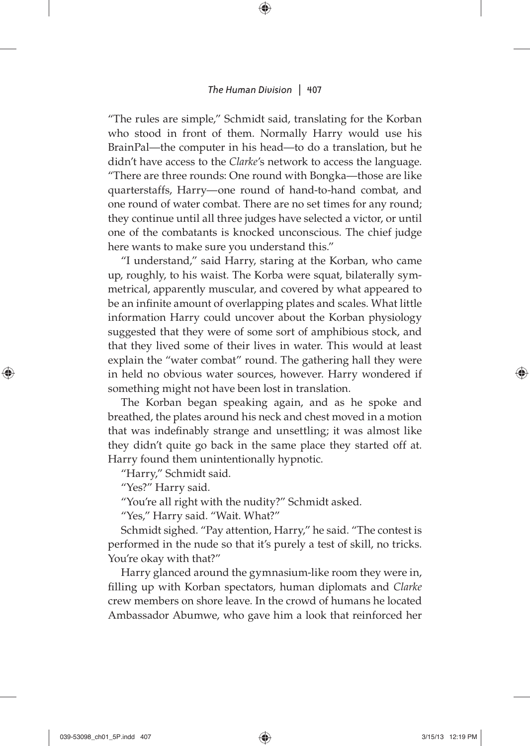"The rules are simple," Schmidt said, translating for the Korban who stood in front of them. Normally Harry would use his BrainPal—the computer in his head—to do a translation, but he didn't have access to the *Clarke*'s network to access the language. "There are three rounds: One round with Bongka—those are like quarterstaffs, Harry—one round of hand-to-hand combat, and one round of water combat. There are no set times for any round; they continue until all three judges have selected a victor, or until one of the combatants is knocked unconscious. The chief judge here wants to make sure you understand this."

"I understand," said Harry, staring at the Korban, who came up, roughly, to his waist. The Korba were squat, bilaterally symmetrical, apparently muscular, and covered by what appeared to be an infinite amount of overlapping plates and scales. What little information Harry could uncover about the Korban physiology suggested that they were of some sort of amphibious stock, and that they lived some of their lives in water. This would at least explain the "water combat" round. The gathering hall they were in held no obvious water sources, however. Harry wondered if something might not have been lost in translation.

The Korban began speaking again, and as he spoke and breathed, the plates around his neck and chest moved in a motion that was indefinably strange and unsettling; it was almost like they didn't quite go back in the same place they started off at. Harry found them unintentionally hypnotic.

"Harry," Schmidt said.

"Yes?" Harry said.

"You're all right with the nudity?" Schmidt asked.

"Yes," Harry said. "Wait. What?"

Schmidt sighed. "Pay attention, Harry," he said. "The contest is performed in the nude so that it's purely a test of skill, no tricks. You're okay with that?"

Harry glanced around the gymnasium-like room they were in, filling up with Korban spectators, human diplomats and *Clarke* crew members on shore leave. In the crowd of humans he located Ambassador Abumwe, who gave him a look that reinforced her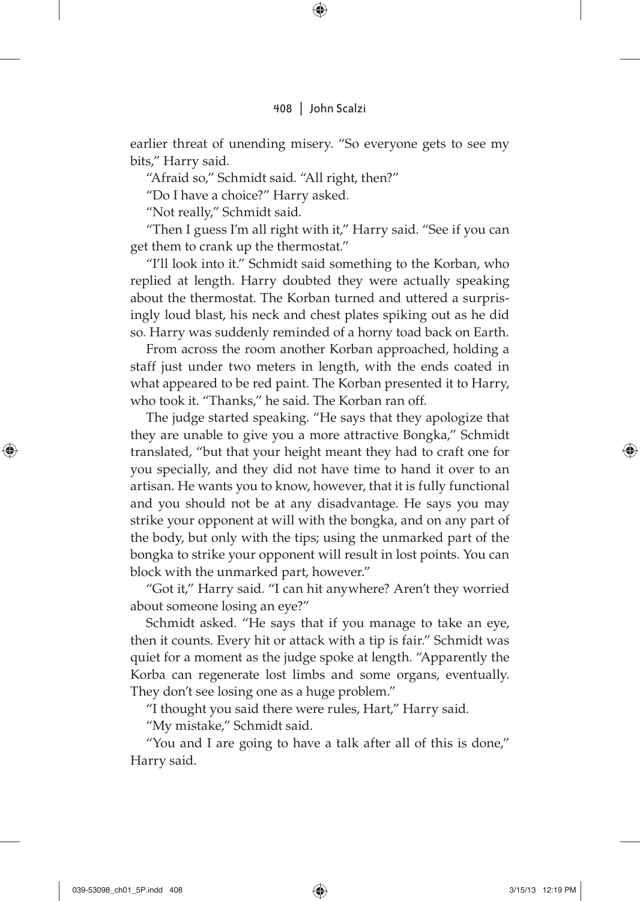earlier threat of unending misery. "So everyone gets to see my bits," Harry said.

"Afraid so," Schmidt said. "All right, then?"

"Do I have a choice?" Harry asked.

"Not really," Schmidt said.

"Then I guess I'm all right with it," Harry said. "See if you can get them to crank up the thermostat."

"I'll look into it." Schmidt said something to the Korban, who replied at length. Harry doubted they were actually speaking about the thermostat. The Korban turned and uttered a surprisingly loud blast, his neck and chest plates spiking out as he did so. Harry was suddenly reminded of a horny toad back on Earth.

From across the room another Korban approached, holding a staff just under two meters in length, with the ends coated in what appeared to be red paint. The Korban presented it to Harry, who took it. "Thanks," he said. The Korban ran off.

The judge started speaking. "He says that they apologize that they are unable to give you a more attractive Bongka," Schmidt translated, "but that your height meant they had to craft one for you specially, and they did not have time to hand it over to an artisan. He wants you to know, however, that it is fully functional and you should not be at any disadvantage. He says you may strike your opponent at will with the bongka, and on any part of the body, but only with the tips; using the unmarked part of the bongka to strike your opponent will result in lost points. You can block with the unmarked part, however."

"Got it," Harry said. "I can hit anywhere? Aren't they worried about someone losing an eye?"

Schmidt asked. "He says that if you manage to take an eye, then it counts. Every hit or attack with a tip is fair." Schmidt was quiet for a moment as the judge spoke at length. "Apparently the Korba can regenerate lost limbs and some organs, eventually. They don't see losing one as a huge problem."

"I thought you said there were rules, Hart," Harry said.

"My mistake," Schmidt said.

"You and I are going to have a talk after all of this is done," Harry said.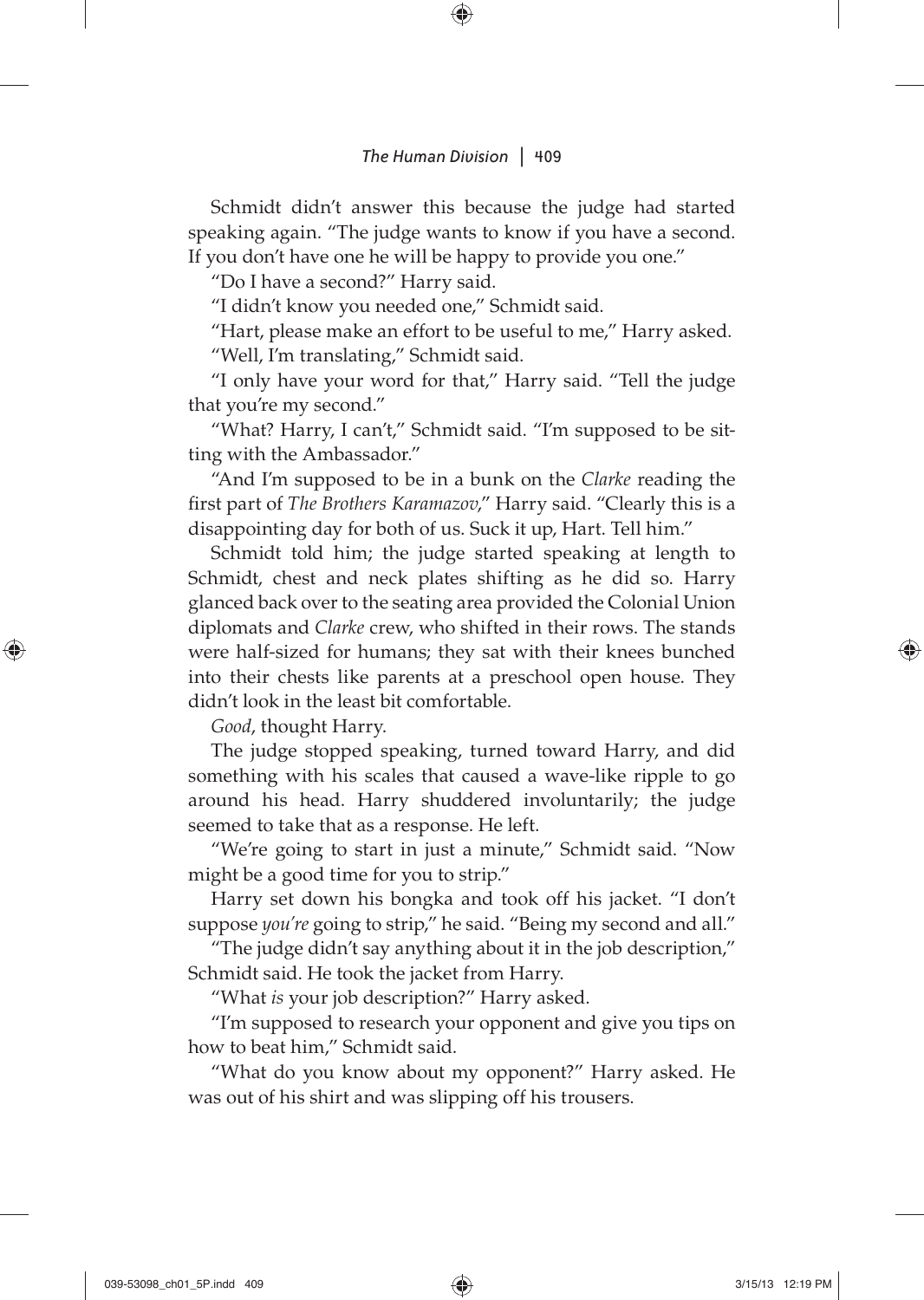Schmidt didn't answer this because the judge had started speaking again. "The judge wants to know if you have a second. If you don't have one he will be happy to provide you one."

"Do I have a second?" Harry said.

"I didn't know you needed one," Schmidt said.

"Hart, please make an effort to be useful to me," Harry asked.

"Well, I'm translating," Schmidt said.

"I only have your word for that," Harry said. "Tell the judge that you're my second."

"What? Harry, I can't," Schmidt said. "I'm supposed to be sitting with the Ambassador."

"And I'm supposed to be in a bunk on the *Clarke* reading the first part of *The Brothers Karamazov*," Harry said. "Clearly this is a disappointing day for both of us. Suck it up, Hart. Tell him."

Schmidt told him; the judge started speaking at length to Schmidt, chest and neck plates shifting as he did so. Harry glanced back over to the seating area provided the Colonial Union diplomats and *Clarke* crew, who shifted in their rows. The stands were half-sized for humans; they sat with their knees bunched into their chests like parents at a preschool open house. They didn't look in the least bit comfortable.

*Good*, thought Harry.

The judge stopped speaking, turned toward Harry, and did something with his scales that caused a wave-like ripple to go around his head. Harry shuddered involuntarily; the judge seemed to take that as a response. He left.

"We're going to start in just a minute," Schmidt said. "Now might be a good time for you to strip."

Harry set down his bongka and took off his jacket. "I don't suppose *you're* going to strip," he said. "Being my second and all."

"The judge didn't say anything about it in the job description," Schmidt said. He took the jacket from Harry.

"What *is* your job description?" Harry asked.

"I'm supposed to research your opponent and give you tips on how to beat him," Schmidt said.

"What do you know about my opponent?" Harry asked. He was out of his shirt and was slipping off his trousers.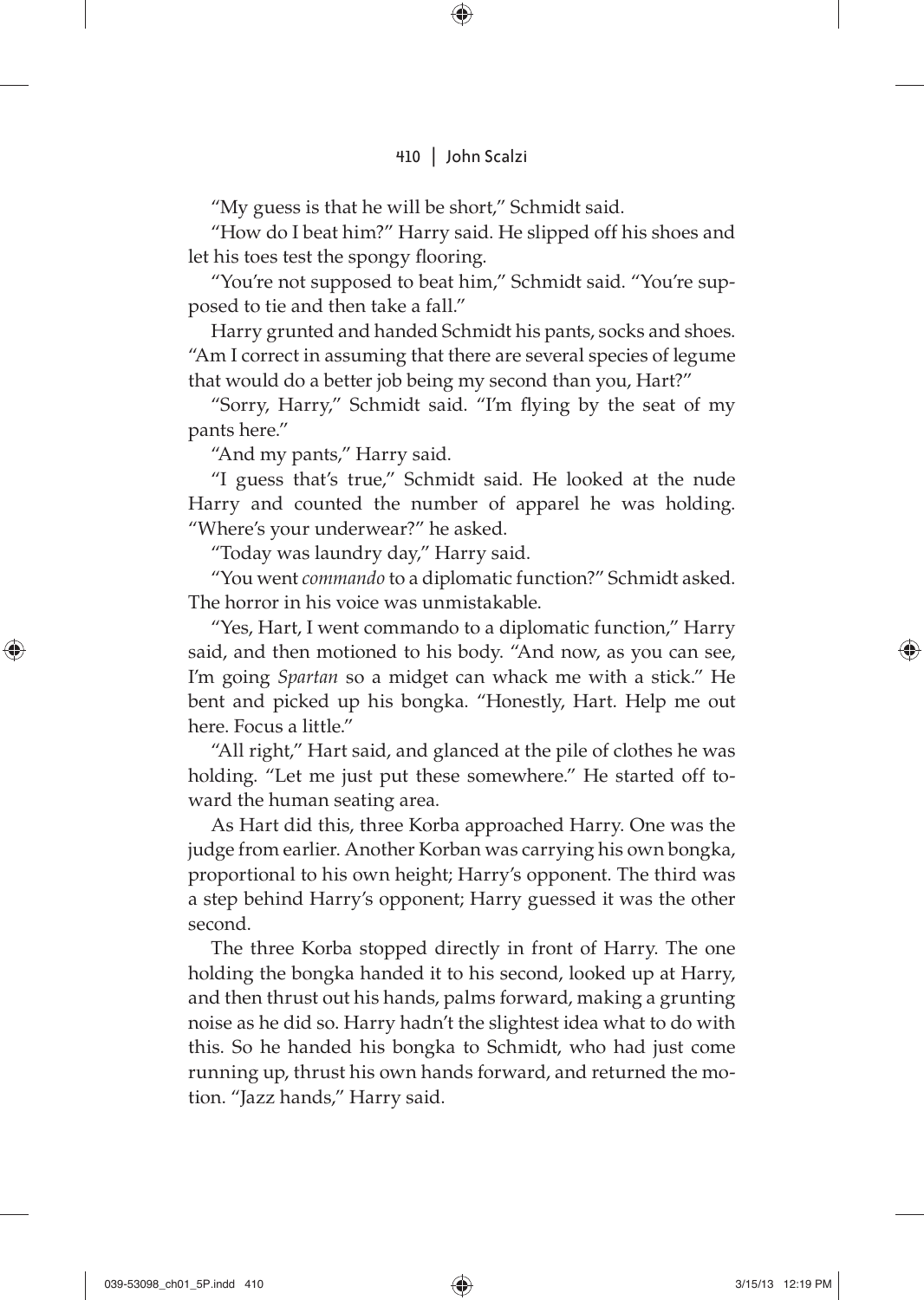"My guess is that he will be short," Schmidt said.

"How do I beat him?" Harry said. He slipped off his shoes and let his toes test the spongy flooring.

"You're not supposed to beat him," Schmidt said. "You're supposed to tie and then take a fall."

Harry grunted and handed Schmidt his pants, socks and shoes. "Am I correct in assuming that there are several species of legume that would do a better job being my second than you, Hart?"

"Sorry, Harry," Schmidt said. "I'm flying by the seat of my pants here."

"And my pants," Harry said.

"I guess that's true," Schmidt said. He looked at the nude Harry and counted the number of apparel he was holding. "Where's your underwear?" he asked.

"Today was laundry day," Harry said.

"You went *commando* to a diplomatic function?" Schmidt asked. The horror in his voice was unmistakable.

"Yes, Hart, I went commando to a diplomatic function," Harry said, and then motioned to his body. "And now, as you can see, I'm going *Spartan* so a midget can whack me with a stick." He bent and picked up his bongka. "Honestly, Hart. Help me out here. Focus a little."

"All right," Hart said, and glanced at the pile of clothes he was holding. "Let me just put these somewhere." He started off toward the human seating area.

As Hart did this, three Korba approached Harry. One was the judge from earlier. Another Korban was carrying his own bongka, proportional to his own height; Harry's opponent. The third was a step behind Harry's opponent; Harry guessed it was the other second.

The three Korba stopped directly in front of Harry. The one holding the bongka handed it to his second, looked up at Harry, and then thrust out his hands, palms forward, making a grunting noise as he did so. Harry hadn't the slightest idea what to do with this. So he handed his bongka to Schmidt, who had just come running up, thrust his own hands forward, and returned the motion. "Jazz hands," Harry said.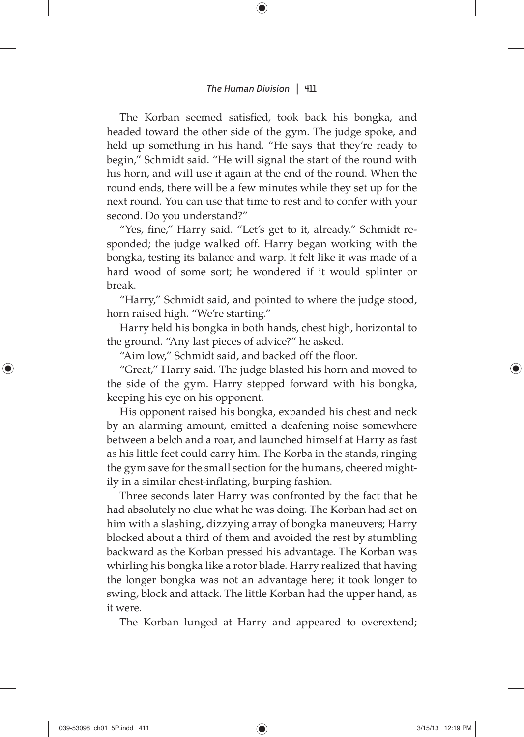The Korban seemed satisfied, took back his bongka, and headed toward the other side of the gym. The judge spoke, and held up something in his hand. "He says that they're ready to begin," Schmidt said. "He will signal the start of the round with his horn, and will use it again at the end of the round. When the round ends, there will be a few minutes while they set up for the next round. You can use that time to rest and to confer with your second. Do you understand?"

"Yes, fine," Harry said. "Let's get to it, already." Schmidt responded; the judge walked off. Harry began working with the bongka, testing its balance and warp. It felt like it was made of a hard wood of some sort; he wondered if it would splinter or break.

"Harry," Schmidt said, and pointed to where the judge stood, horn raised high. "We're starting."

Harry held his bongka in both hands, chest high, horizontal to the ground. "Any last pieces of advice?" he asked.

"Aim low," Schmidt said, and backed off the floor.

"Great," Harry said. The judge blasted his horn and moved to the side of the gym. Harry stepped forward with his bongka, keeping his eye on his opponent.

His opponent raised his bongka, expanded his chest and neck by an alarming amount, emitted a deafening noise somewhere between a belch and a roar, and launched himself at Harry as fast as his little feet could carry him. The Korba in the stands, ringing the gym save for the small section for the humans, cheered mightily in a similar chest-inflating, burping fashion.

Three seconds later Harry was confronted by the fact that he had absolutely no clue what he was doing. The Korban had set on him with a slashing, dizzying array of bongka maneuvers; Harry blocked about a third of them and avoided the rest by stumbling backward as the Korban pressed his advantage. The Korban was whirling his bongka like a rotor blade. Harry realized that having the longer bongka was not an advantage here; it took longer to swing, block and attack. The little Korban had the upper hand, as it were.

The Korban lunged at Harry and appeared to overextend;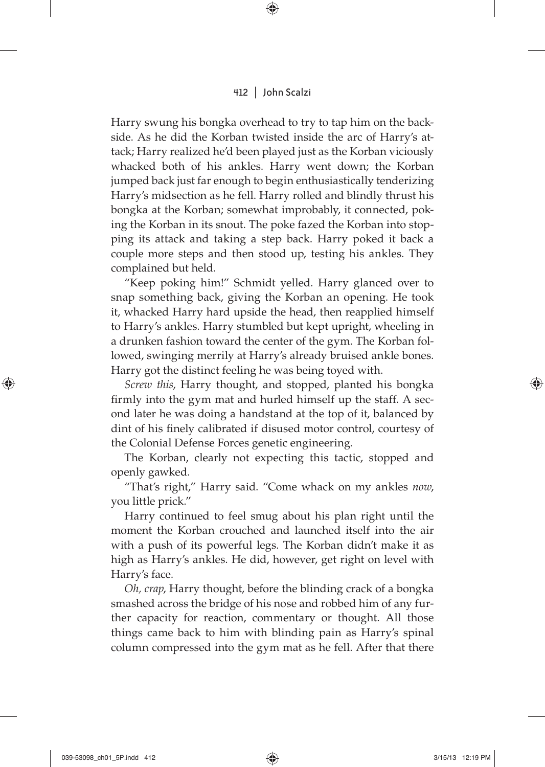Harry swung his bongka overhead to try to tap him on the backside. As he did the Korban twisted inside the arc of Harry's attack; Harry realized he'd been played just as the Korban viciously whacked both of his ankles. Harry went down; the Korban jumped back just far enough to begin enthusiastically tenderizing Harry's midsection as he fell. Harry rolled and blindly thrust his bongka at the Korban; somewhat improbably, it connected, poking the Korban in its snout. The poke fazed the Korban into stopping its attack and taking a step back. Harry poked it back a couple more steps and then stood up, testing his ankles. They complained but held.

"Keep poking him!" Schmidt yelled. Harry glanced over to snap something back, giving the Korban an opening. He took it, whacked Harry hard upside the head, then reapplied himself to Harry's ankles. Harry stumbled but kept upright, wheeling in a drunken fashion toward the center of the gym. The Korban followed, swinging merrily at Harry's already bruised ankle bones. Harry got the distinct feeling he was being toyed with.

*Screw this*, Harry thought, and stopped, planted his bongka firmly into the gym mat and hurled himself up the staff. A second later he was doing a handstand at the top of it, balanced by dint of his finely calibrated if disused motor control, courtesy of the Colonial Defense Forces genetic engineering.

The Korban, clearly not expecting this tactic, stopped and openly gawked.

"That's right," Harry said. "Come whack on my ankles *now*, you little prick."

Harry continued to feel smug about his plan right until the moment the Korban crouched and launched itself into the air with a push of its powerful legs. The Korban didn't make it as high as Harry's ankles. He did, however, get right on level with Harry's face.

*Oh, crap*, Harry thought, before the blinding crack of a bongka smashed across the bridge of his nose and robbed him of any further capacity for reaction, commentary or thought. All those things came back to him with blinding pain as Harry's spinal column compressed into the gym mat as he fell. After that there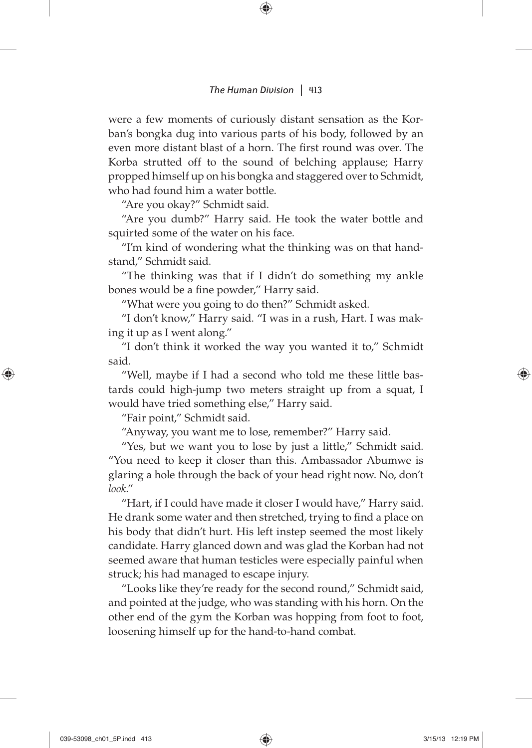were a few moments of curiously distant sensation as the Korban's bongka dug into various parts of his body, followed by an even more distant blast of a horn. The first round was over. The Korba strutted off to the sound of belching applause; Harry propped himself up on his bongka and staggered over to Schmidt, who had found him a water bottle.

"Are you okay?" Schmidt said.

"Are you dumb?" Harry said. He took the water bottle and squirted some of the water on his face.

"I'm kind of wondering what the thinking was on that handstand," Schmidt said.

"The thinking was that if I didn't do something my ankle bones would be a fine powder," Harry said.

"What were you going to do then?" Schmidt asked.

"I don't know," Harry said. "I was in a rush, Hart. I was making it up as I went along."

"I don't think it worked the way you wanted it to," Schmidt said.

"Well, maybe if I had a second who told me these little bastards could high-jump two meters straight up from a squat, I would have tried something else," Harry said.

"Fair point," Schmidt said.

"Anyway, you want me to lose, remember?" Harry said.

"Yes, but we want you to lose by just a little," Schmidt said. "You need to keep it closer than this. Ambassador Abumwe is glaring a hole through the back of your head right now. No, don't *look*."

"Hart, if I could have made it closer I would have," Harry said. He drank some water and then stretched, trying to find a place on his body that didn't hurt. His left instep seemed the most likely candidate. Harry glanced down and was glad the Korban had not seemed aware that human testicles were especially painful when struck; his had managed to escape injury.

"Looks like they're ready for the second round," Schmidt said, and pointed at the judge, who was standing with his horn. On the other end of the gym the Korban was hopping from foot to foot, loosening himself up for the hand-to-hand combat.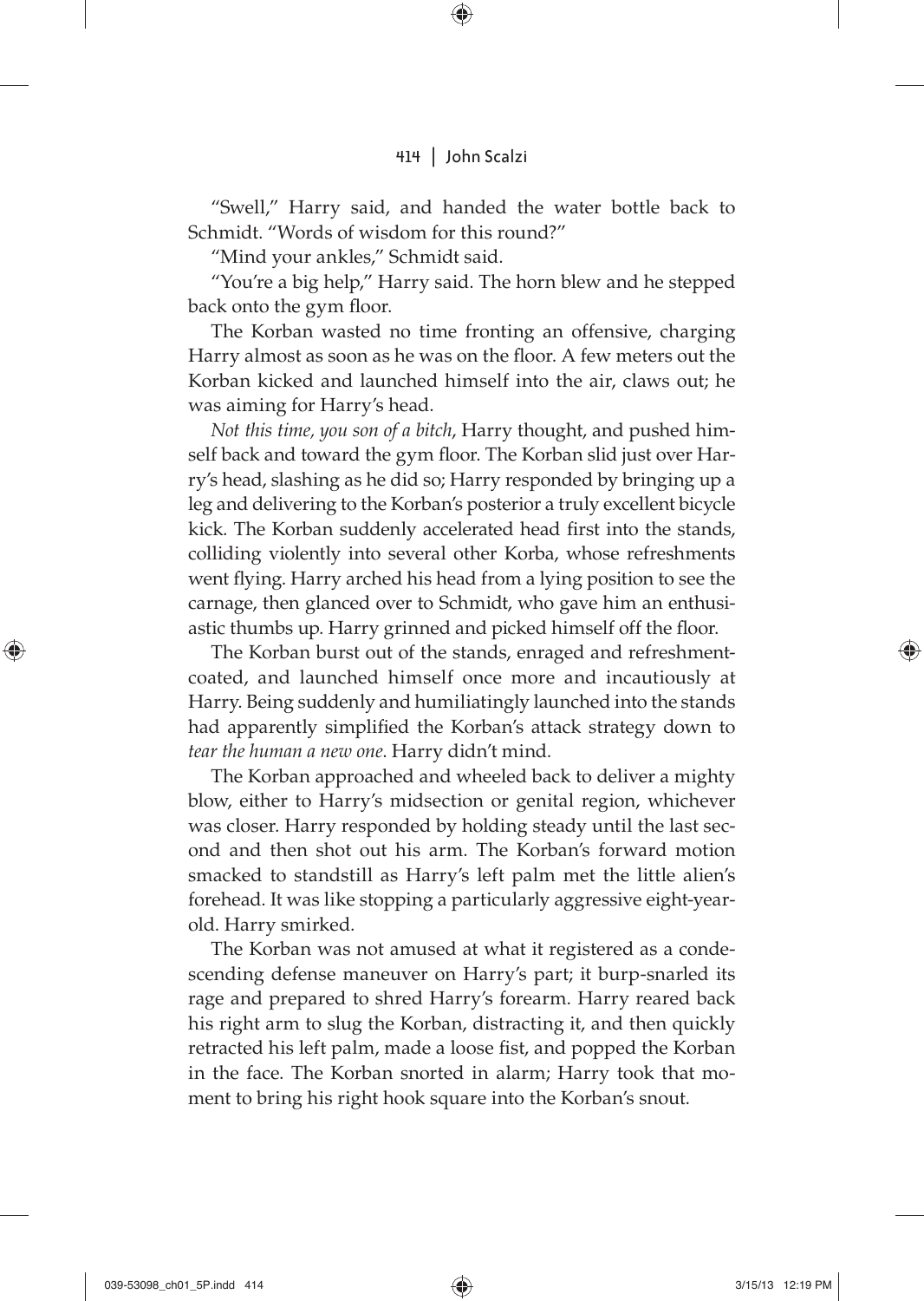"Swell," Harry said, and handed the water bottle back to Schmidt. "Words of wisdom for this round?"

"Mind your ankles," Schmidt said.

"You're a big help," Harry said. The horn blew and he stepped back onto the gym floor.

The Korban wasted no time fronting an offensive, charging Harry almost as soon as he was on the floor. A few meters out the Korban kicked and launched himself into the air, claws out; he was aiming for Harry's head.

*Not this time, you son of a bitch*, Harry thought, and pushed himself back and toward the gym floor. The Korban slid just over Harry's head, slashing as he did so; Harry responded by bringing up a leg and delivering to the Korban's posterior a truly excellent bicycle kick. The Korban suddenly accelerated head first into the stands, colliding violently into several other Korba, whose refreshments went flying. Harry arched his head from a lying position to see the carnage, then glanced over to Schmidt, who gave him an enthusiastic thumbs up. Harry grinned and picked himself off the floor.

The Korban burst out of the stands, enraged and refreshment-coated, and launched himself once more and incautiously at Harry. Being suddenly and humiliatingly launched into the stands had apparently simplified the Korban's attack strategy down to *tear the human a new one*. Harry didn't mind.

The Korban approached and wheeled back to deliver a mighty blow, either to Harry's midsection or genital region, whichever was closer. Harry responded by holding steady until the last second and then shot out his arm. The Korban's forward motion smacked to standstill as Harry's left palm met the little alien's forehead. It was like stopping a particularly aggressive eight-year-old. Harry smirked.

The Korban was not amused at what it registered as a condescending defense maneuver on Harry's part; it burp-snarled its rage and prepared to shred Harry's forearm. Harry reared back his right arm to slug the Korban, distracting it, and then quickly retracted his left palm, made a loose fist, and popped the Korban in the face. The Korban snorted in alarm; Harry took that moment to bring his right hook square into the Korban's snout.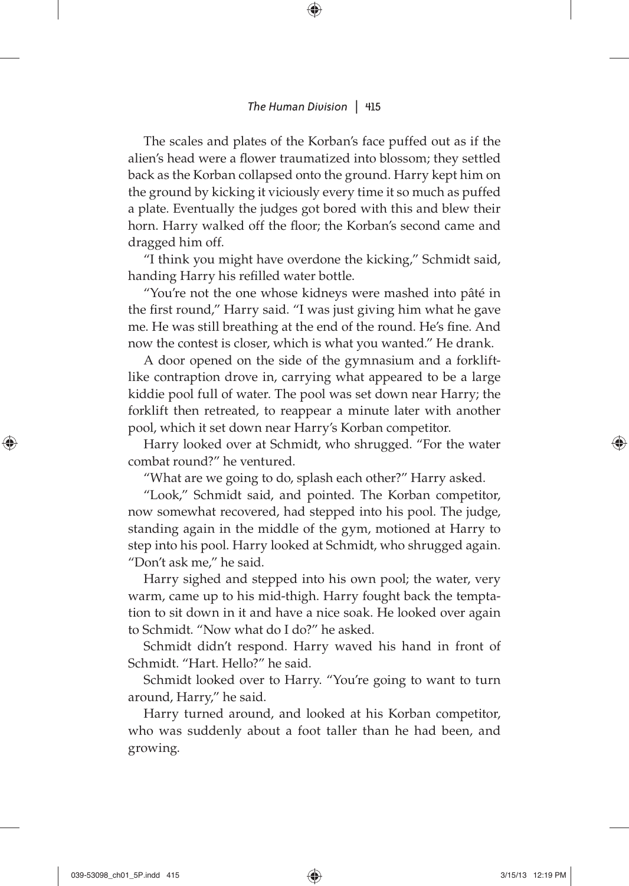The scales and plates of the Korban's face puffed out as if the alien's head were a flower traumatized into blossom; they settled back as the Korban collapsed onto the ground. Harry kept him on the ground by kicking it viciously every time it so much as puffed a plate. Eventually the judges got bored with this and blew their horn. Harry walked off the floor; the Korban's second came and dragged him off.

"I think you might have overdone the kicking," Schmidt said, handing Harry his refilled water bottle.

"You're not the one whose kidneys were mashed into pâté in the first round," Harry said. "I was just giving him what he gave me. He was still breathing at the end of the round. He's fine. And now the contest is closer, which is what you wanted." He drank.

A door opened on the side of the gymnasium and a forklift-like contraption drove in, carrying what appeared to be a large kiddie pool full of water. The pool was set down near Harry; the forklift then retreated, to reappear a minute later with another pool, which it set down near Harry's Korban competitor.

Harry looked over at Schmidt, who shrugged. "For the water combat round?" he ventured.

"What are we going to do, splash each other?" Harry asked.

"Look," Schmidt said, and pointed. The Korban competitor, now somewhat recovered, had stepped into his pool. The judge, standing again in the middle of the gym, motioned at Harry to step into his pool. Harry looked at Schmidt, who shrugged again. "Don't ask me," he said.

Harry sighed and stepped into his own pool; the water, very warm, came up to his mid-thigh. Harry fought back the temptation to sit down in it and have a nice soak. He looked over again to Schmidt. "Now what do I do?" he asked.

Schmidt didn't respond. Harry waved his hand in front of Schmidt. "Hart. Hello?" he said.

Schmidt looked over to Harry. "You're going to want to turn around, Harry," he said.

Harry turned around, and looked at his Korban competitor, who was suddenly about a foot taller than he had been, and growing.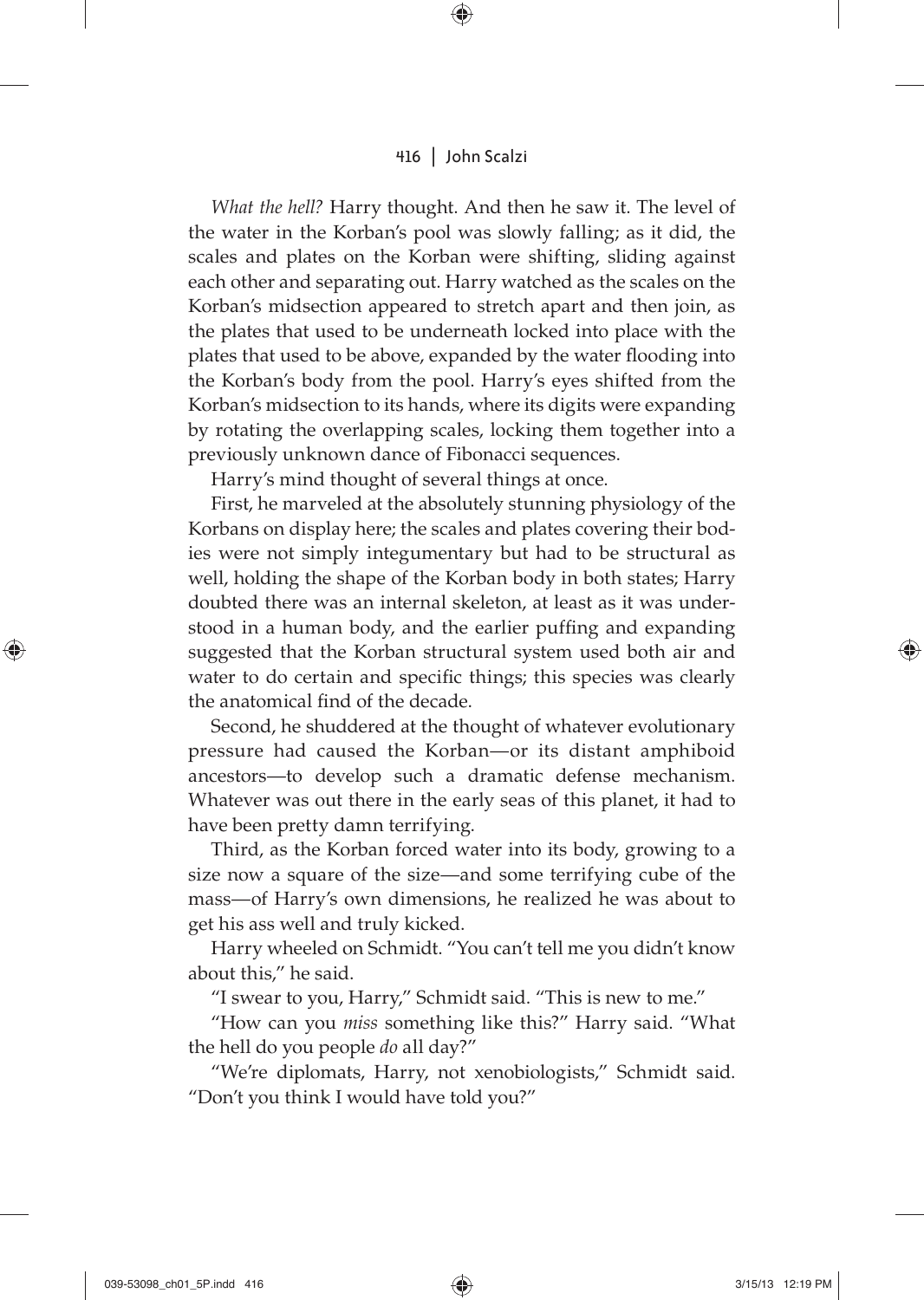*What the hell?* Harry thought. And then he saw it. The level of the water in the Korban's pool was slowly falling; as it did, the scales and plates on the Korban were shifting, sliding against each other and separating out. Harry watched as the scales on the Korban's midsection appeared to stretch apart and then join, as the plates that used to be underneath locked into place with the plates that used to be above, expanded by the water flooding into the Korban's body from the pool. Harry's eyes shifted from the Korban's midsection to its hands, where its digits were expanding by rotating the overlapping scales, locking them together into a previously unknown dance of Fibonacci sequences.

Harry's mind thought of several things at once.

First, he marveled at the absolutely stunning physiology of the Korbans on display here; the scales and plates covering their bodies were not simply integumentary but had to be structural as well, holding the shape of the Korban body in both states; Harry doubted there was an internal skeleton, at least as it was understood in a human body, and the earlier puffing and expanding suggested that the Korban structural system used both air and water to do certain and specific things; this species was clearly the anatomical find of the decade.

Second, he shuddered at the thought of whatever evolutionary pressure had caused the Korban—or its distant amphiboid ancestors—to develop such a dramatic defense mechanism. Whatever was out there in the early seas of this planet, it had to have been pretty damn terrifying.

Third, as the Korban forced water into its body, growing to a size now a square of the size—and some terrifying cube of the mass—of Harry's own dimensions, he realized he was about to get his ass well and truly kicked.

Harry wheeled on Schmidt. "You can't tell me you didn't know about this," he said.

"I swear to you, Harry," Schmidt said. "This is new to me."

"How can you *miss* something like this?" Harry said. "What the hell do you people *do* all day?"

"We're diplomats, Harry, not xenobiologists," Schmidt said. "Don't you think I would have told you?"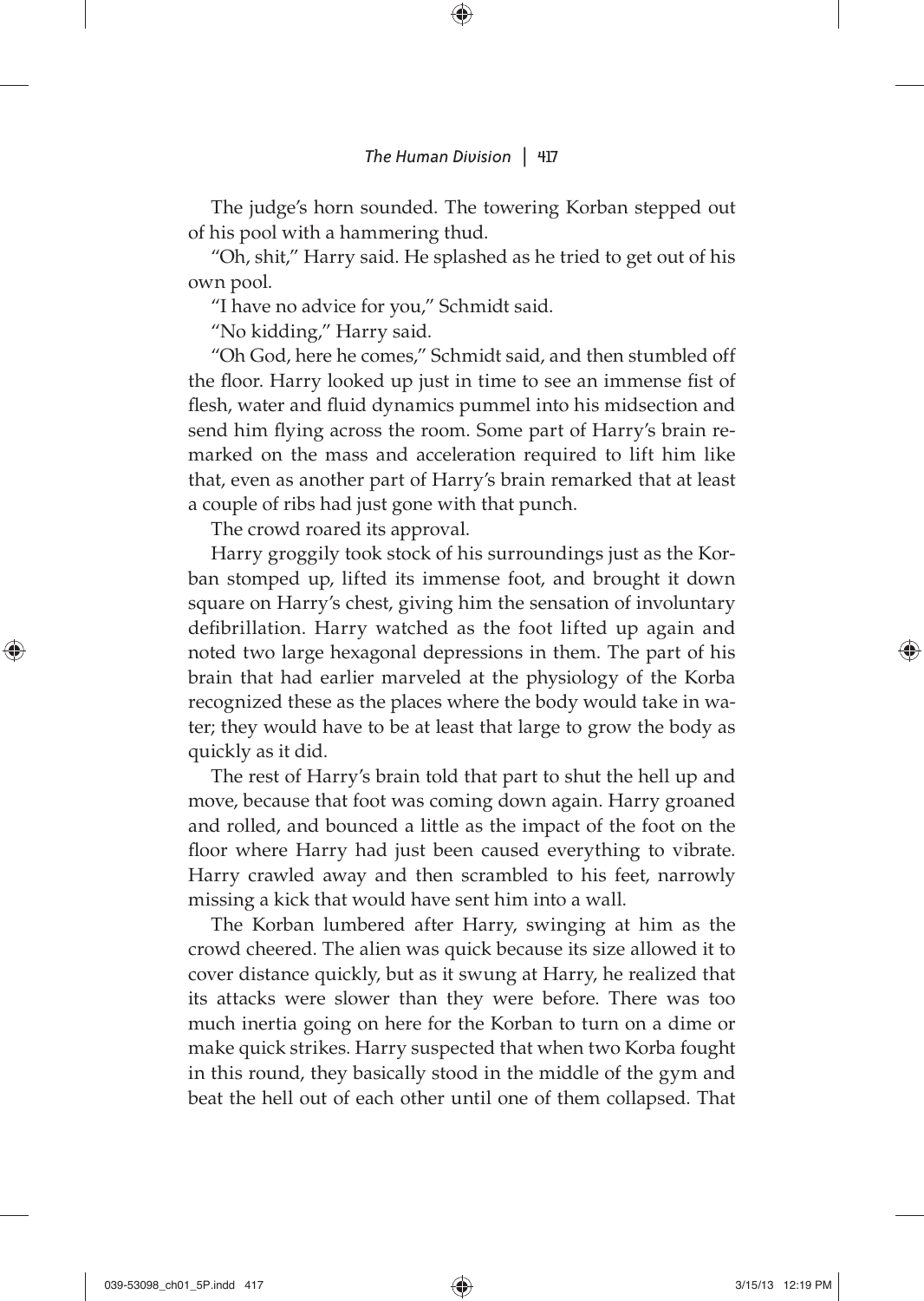The judge's horn sounded. The towering Korban stepped out of his pool with a hammering thud.

"Oh, shit," Harry said. He splashed as he tried to get out of his own pool.

"I have no advice for you," Schmidt said.

"No kidding," Harry said.

"Oh God, here he comes," Schmidt said, and then stumbled off the floor. Harry looked up just in time to see an immense fist of flesh, water and fluid dynamics pummel into his midsection and send him flying across the room. Some part of Harry's brain remarked on the mass and acceleration required to lift him like that, even as another part of Harry's brain remarked that at least a couple of ribs had just gone with that punch.

The crowd roared its approval.

Harry groggily took stock of his surroundings just as the Korban stomped up, lifted its immense foot, and brought it down square on Harry's chest, giving him the sensation of involuntary defibrillation. Harry watched as the foot lifted up again and noted two large hexagonal depressions in them. The part of his brain that had earlier marveled at the physiology of the Korba recognized these as the places where the body would take in water; they would have to be at least that large to grow the body as quickly as it did.

The rest of Harry's brain told that part to shut the hell up and move, because that foot was coming down again. Harry groaned and rolled, and bounced a little as the impact of the foot on the floor where Harry had just been caused everything to vibrate. Harry crawled away and then scrambled to his feet, narrowly missing a kick that would have sent him into a wall.

The Korban lumbered after Harry, swinging at him as the crowd cheered. The alien was quick because its size allowed it to cover distance quickly, but as it swung at Harry, he realized that its attacks were slower than they were before. There was too much inertia going on here for the Korban to turn on a dime or make quick strikes. Harry suspected that when two Korba fought in this round, they basically stood in the middle of the gym and beat the hell out of each other until one of them collapsed. That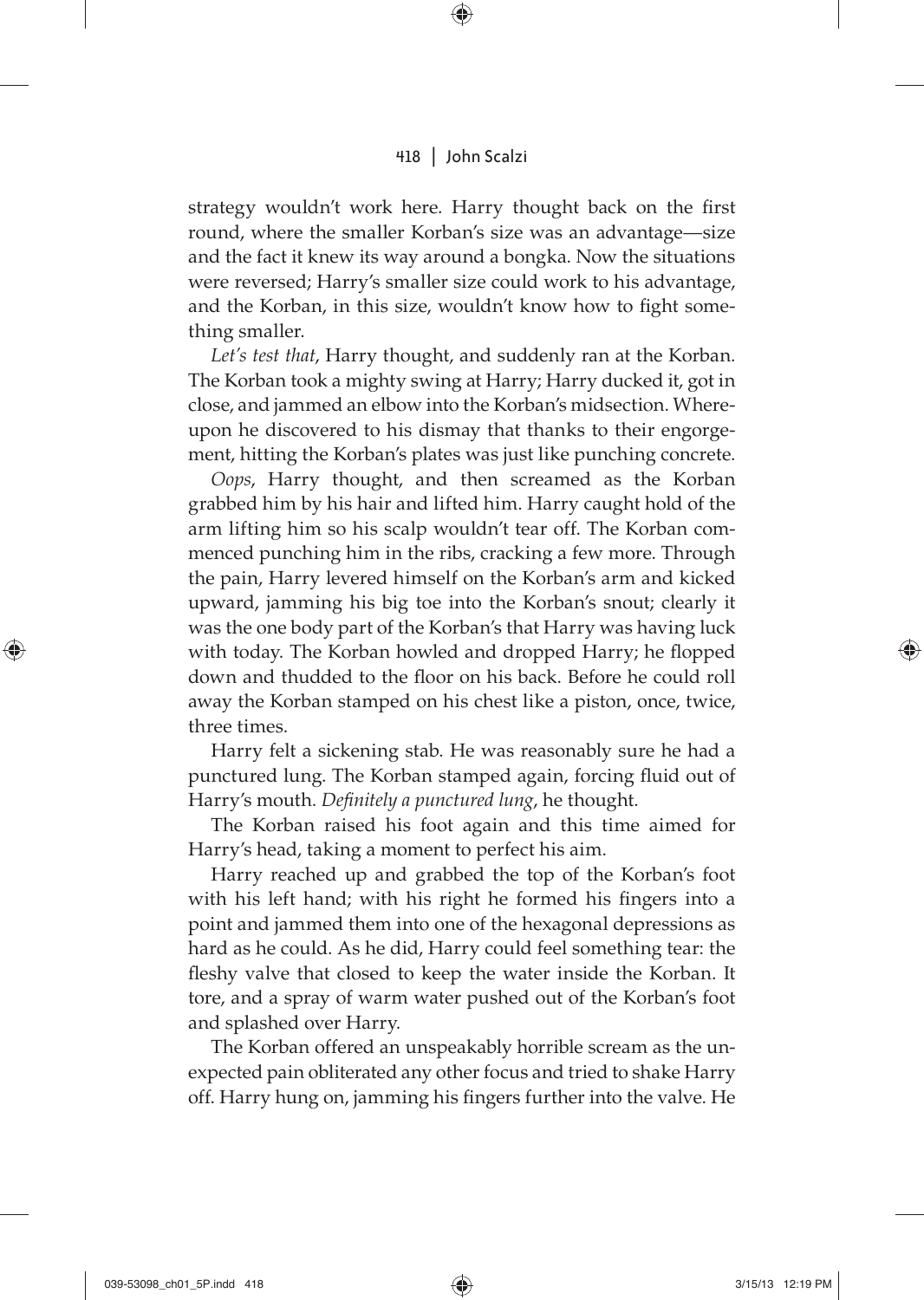strategy wouldn't work here. Harry thought back on the first round, where the smaller Korban's size was an advantage—size and the fact it knew its way around a bongka. Now the situations were reversed; Harry's smaller size could work to his advantage, and the Korban, in this size, wouldn't know how to fight something smaller.

*Let's test that*, Harry thought, and suddenly ran at the Korban. The Korban took a mighty swing at Harry; Harry ducked it, got in close, and jammed an elbow into the Korban's midsection. Whereupon he discovered to his dismay that thanks to their engorgement, hitting the Korban's plates was just like punching concrete.

*Oops*, Harry thought, and then screamed as the Korban grabbed him by his hair and lifted him. Harry caught hold of the arm lifting him so his scalp wouldn't tear off. The Korban commenced punching him in the ribs, cracking a few more. Through the pain, Harry levered himself on the Korban's arm and kicked upward, jamming his big toe into the Korban's snout; clearly it was the one body part of the Korban's that Harry was having luck with today. The Korban howled and dropped Harry; he flopped down and thudded to the floor on his back. Before he could roll away the Korban stamped on his chest like a piston, once, twice, three times.

Harry felt a sickening stab. He was reasonably sure he had a punctured lung. The Korban stamped again, forcing fluid out of Harry's mouth. *Definitely a punctured lung*, he thought.

The Korban raised his foot again and this time aimed for Harry's head, taking a moment to perfect his aim.

Harry reached up and grabbed the top of the Korban's foot with his left hand; with his right he formed his fingers into a point and jammed them into one of the hexagonal depressions as hard as he could. As he did, Harry could feel something tear: the fleshy valve that closed to keep the water inside the Korban. It tore, and a spray of warm water pushed out of the Korban's foot and splashed over Harry.

The Korban offered an unspeakably horrible scream as the unexpected pain obliterated any other focus and tried to shake Harry off. Harry hung on, jamming his fingers further into the valve. He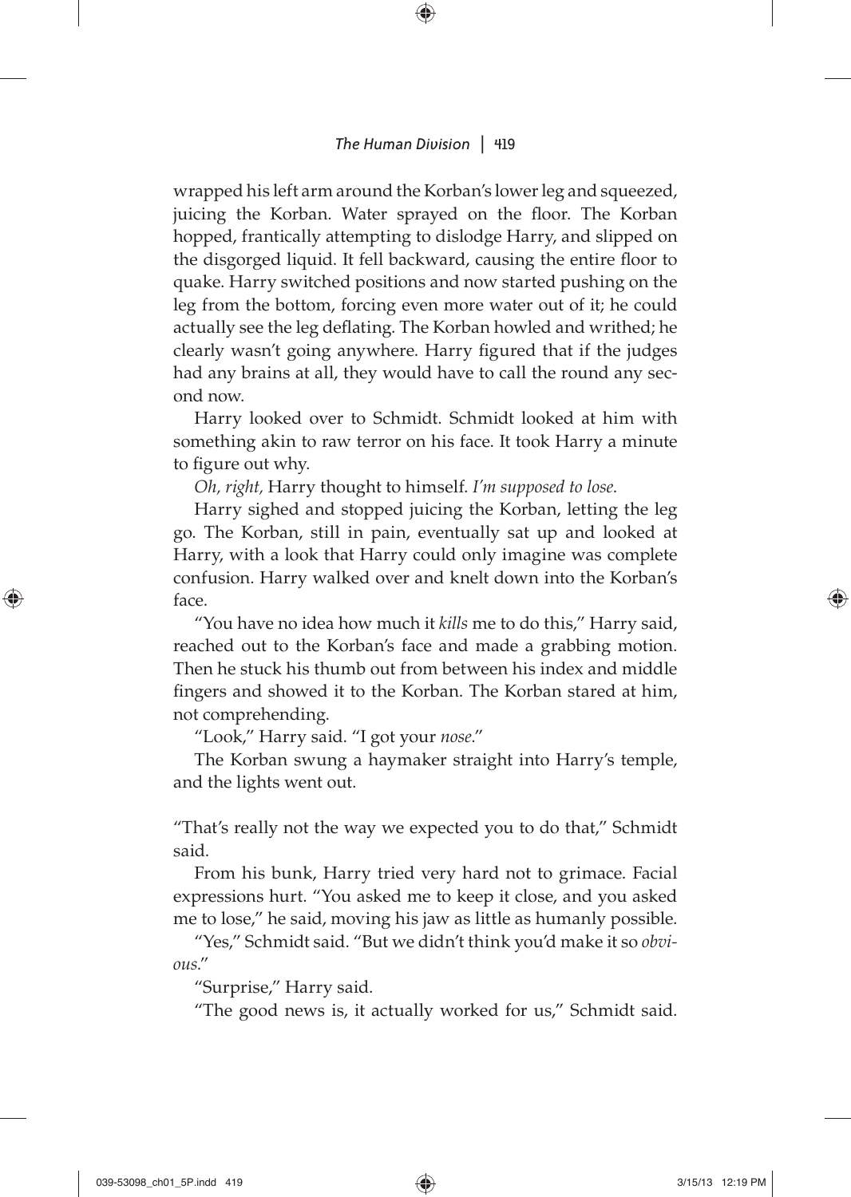wrapped his left arm around the Korban's lower leg and squeezed, juicing the Korban. Water sprayed on the floor. The Korban hopped, frantically attempting to dislodge Harry, and slipped on the disgorged liquid. It fell backward, causing the entire floor to quake. Harry switched positions and now started pushing on the leg from the bottom, forcing even more water out of it; he could actually see the leg deflating. The Korban howled and writhed; he clearly wasn't going anywhere. Harry figured that if the judges had any brains at all, they would have to call the round any second now.

Harry looked over to Schmidt. Schmidt looked at him with something akin to raw terror on his face. It took Harry a minute to figure out why.

*Oh, right,* Harry thought to himself. *I'm supposed to lose.*

Harry sighed and stopped juicing the Korban, letting the leg go. The Korban, still in pain, eventually sat up and looked at Harry, with a look that Harry could only imagine was complete confusion. Harry walked over and knelt down into the Korban's face.

"You have no idea how much it *kills* me to do this," Harry said, reached out to the Korban's face and made a grabbing motion. Then he stuck his thumb out from between his index and middle fingers and showed it to the Korban. The Korban stared at him, not comprehending.

"Look," Harry said. "I got your *nose*."

The Korban swung a haymaker straight into Harry's temple, and the lights went out.

"That's really not the way we expected you to do that," Schmidt said.

From his bunk, Harry tried very hard not to grimace. Facial expressions hurt. "You asked me to keep it close, and you asked me to lose," he said, moving his jaw as little as humanly possible.

"Yes," Schmidt said. "But we didn't think you'd make it so *obvious*."

"Surprise," Harry said.

"The good news is, it actually worked for us," Schmidt said.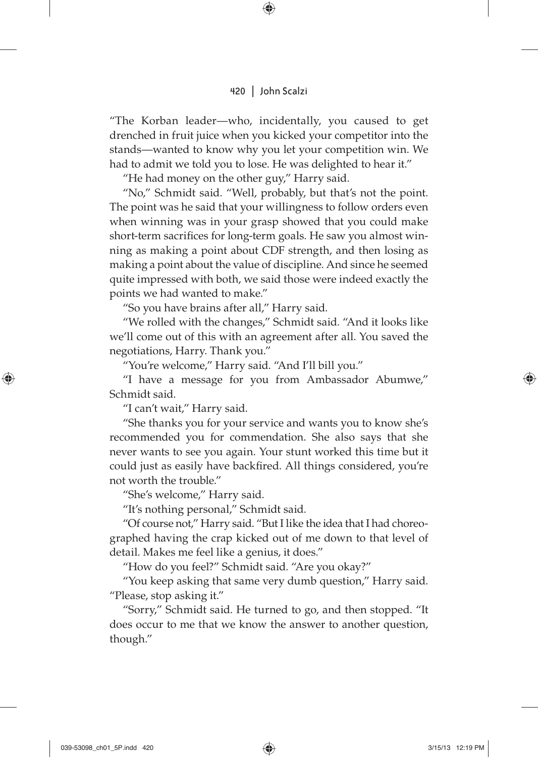"The Korban leader—who, incidentally, you caused to get drenched in fruit juice when you kicked your competitor into the stands—wanted to know why you let your competition win. We had to admit we told you to lose. He was delighted to hear it."

"He had money on the other guy," Harry said.

"No," Schmidt said. "Well, probably, but that's not the point. The point was he said that your willingness to follow orders even when winning was in your grasp showed that you could make short-term sacrifices for long-term goals. He saw you almost winning as making a point about CDF strength, and then losing as making a point about the value of discipline. And since he seemed quite impressed with both, we said those were indeed exactly the points we had wanted to make."

"So you have brains after all," Harry said.

"We rolled with the changes," Schmidt said. "And it looks like we'll come out of this with an agreement after all. You saved the negotiations, Harry. Thank you."

"You're welcome," Harry said. "And I'll bill you."

"I have a message for you from Ambassador Abumwe," Schmidt said.

"I can't wait," Harry said.

"She thanks you for your service and wants you to know she's recommended you for commendation. She also says that she never wants to see you again. Your stunt worked this time but it could just as easily have backfired. All things considered, you're not worth the trouble."

"She's welcome," Harry said.

"It's nothing personal," Schmidt said.

"Of course not," Harry said. "But I like the idea that I had choreographed having the crap kicked out of me down to that level of detail. Makes me feel like a genius, it does."

"How do you feel?" Schmidt said. "Are you okay?"

"You keep asking that same very dumb question," Harry said. "Please, stop asking it."

"Sorry," Schmidt said. He turned to go, and then stopped. "It does occur to me that we know the answer to another question, though."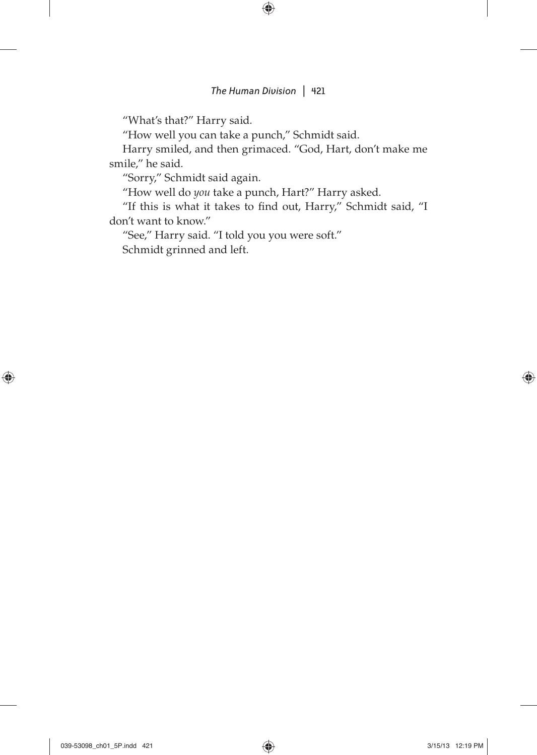"What's that?" Harry said.

"How well you can take a punch," Schmidt said.

Harry smiled, and then grimaced. "God, Hart, don't make me smile," he said.

"Sorry," Schmidt said again.

"How well do *you* take a punch, Hart?" Harry asked.

"If this is what it takes to find out, Harry," Schmidt said, "I don't want to know."

"See," Harry said. "I told you you were soft."

Schmidt grinned and left.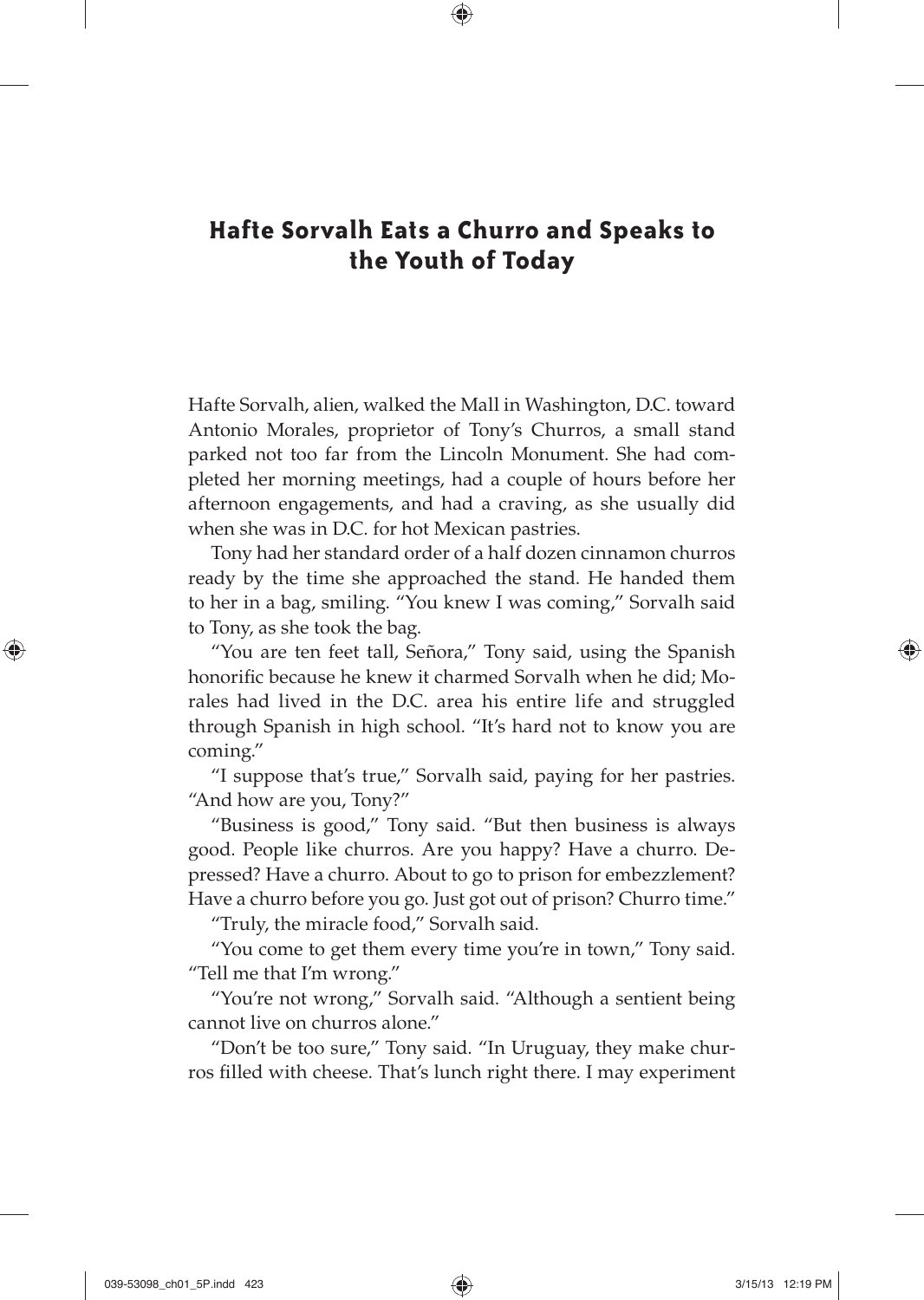# Hafte Sorvalh Eats a Churro and Speaks to the Youth of Today

Hafte Sorvalh, alien, walked the Mall in Washington, D.C. toward Antonio Morales, proprietor of Tony's Churros, a small stand parked not too far from the Lincoln Monument. She had completed her morning meetings, had a couple of hours before her afternoon engagements, and had a craving, as she usually did when she was in D.C. for hot Mexican pastries.

Tony had her standard order of a half dozen cinnamon churros ready by the time she approached the stand. He handed them to her in a bag, smiling. "You knew I was coming," Sorvalh said to Tony, as she took the bag.

"You are ten feet tall, Señora," Tony said, using the Spanish honorific because he knew it charmed Sorvalh when he did; Morales had lived in the D.C. area his entire life and struggled through Spanish in high school. "It's hard not to know you are coming."

"I suppose that's true," Sorvalh said, paying for her pastries. "And how are you, Tony?"

"Business is good," Tony said. "But then business is always good. People like churros. Are you happy? Have a churro. Depressed? Have a churro. About to go to prison for embezzlement? Have a churro before you go. Just got out of prison? Churro time."

"Truly, the miracle food," Sorvalh said.

"You come to get them every time you're in town," Tony said. "Tell me that I'm wrong."

"You're not wrong," Sorvalh said. "Although a sentient being cannot live on churros alone."

"Don't be too sure," Tony said. "In Uruguay, they make churros filled with cheese. That's lunch right there. I may experiment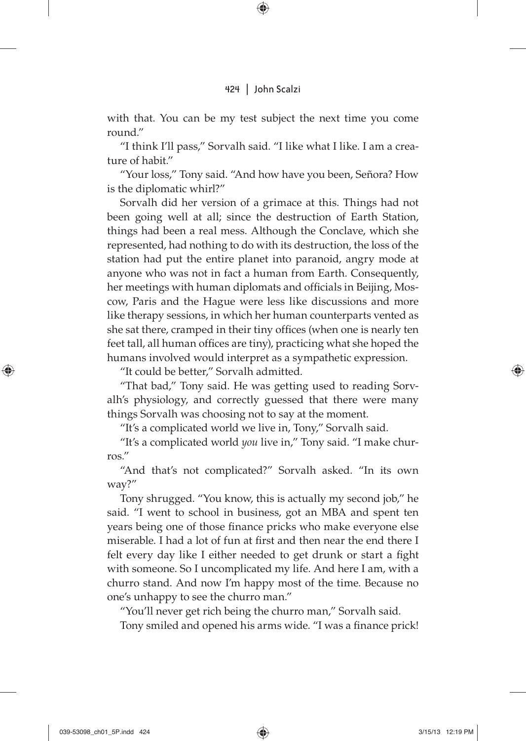with that. You can be my test subject the next time you come round."

"I think I'll pass," Sorvalh said. "I like what I like. I am a creature of habit."

"Your loss," Tony said. "And how have you been, Señora? How is the diplomatic whirl?"

Sorvalh did her version of a grimace at this. Things had not been going well at all; since the destruction of Earth Station, things had been a real mess. Although the Conclave, which she represented, had nothing to do with its destruction, the loss of the station had put the entire planet into paranoid, angry mode at anyone who was not in fact a human from Earth. Consequently, her meetings with human diplomats and officials in Beijing, Moscow, Paris and the Hague were less like discussions and more like therapy sessions, in which her human counterparts vented as she sat there, cramped in their tiny offices (when one is nearly ten feet tall, all human offices are tiny), practicing what she hoped the humans involved would interpret as a sympathetic expression.

"It could be better," Sorvalh admitted.

"That bad," Tony said. He was getting used to reading Sorvalh's physiology, and correctly guessed that there were many things Sorvalh was choosing not to say at the moment.

"It's a complicated world we live in, Tony," Sorvalh said.

"It's a complicated world *you* live in," Tony said. "I make churros."

"And that's not complicated?" Sorvalh asked. "In its own way?"

Tony shrugged. "You know, this is actually my second job," he said. "I went to school in business, got an MBA and spent ten years being one of those finance pricks who make everyone else miserable. I had a lot of fun at first and then near the end there I felt every day like I either needed to get drunk or start a fight with someone. So I uncomplicated my life. And here I am, with a churro stand. And now I'm happy most of the time. Because no one's unhappy to see the churro man."

"You'll never get rich being the churro man," Sorvalh said.

Tony smiled and opened his arms wide. "I was a finance prick!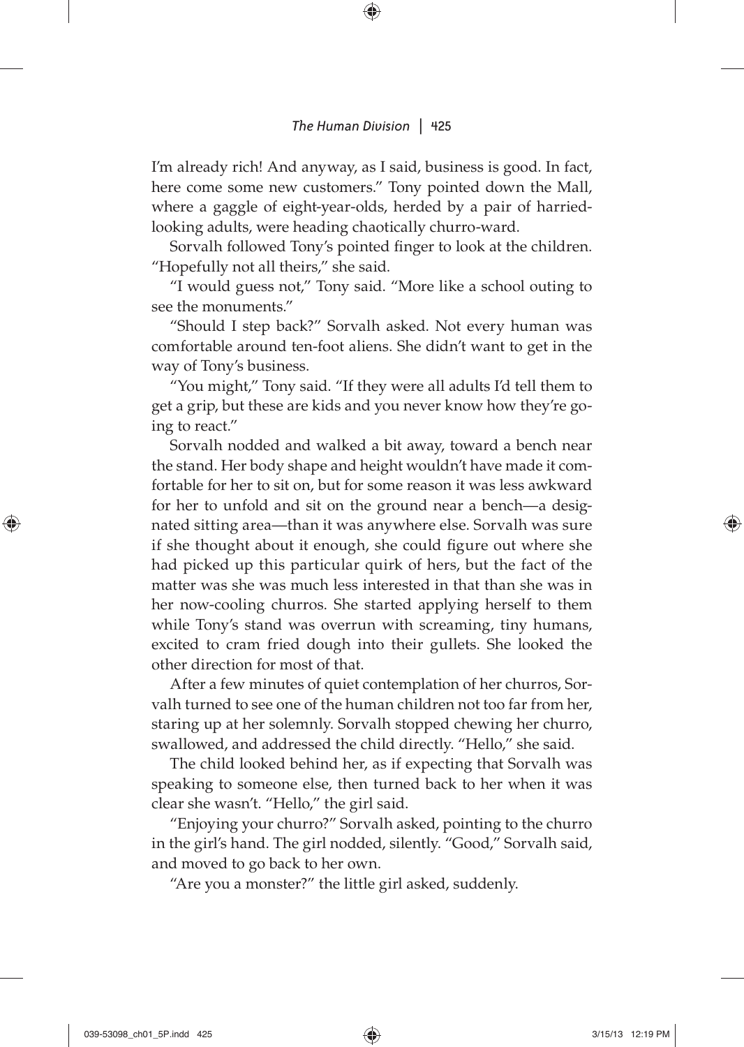I'm already rich! And anyway, as I said, business is good. In fact, here come some new customers." Tony pointed down the Mall, where a gaggle of eight-year-olds, herded by a pair of harried-looking adults, were heading chaotically churro-ward.

Sorvalh followed Tony's pointed finger to look at the children. "Hopefully not all theirs," she said.

"I would guess not," Tony said. "More like a school outing to see the monuments."

"Should I step back?" Sorvalh asked. Not every human was comfortable around ten-foot aliens. She didn't want to get in the way of Tony's business.

"You might," Tony said. "If they were all adults I'd tell them to get a grip, but these are kids and you never know how they're going to react."

Sorvalh nodded and walked a bit away, toward a bench near the stand. Her body shape and height wouldn't have made it comfortable for her to sit on, but for some reason it was less awkward for her to unfold and sit on the ground near a bench—a designated sitting area—than it was anywhere else. Sorvalh was sure if she thought about it enough, she could figure out where she had picked up this particular quirk of hers, but the fact of the matter was she was much less interested in that than she was in her now-cooling churros. She started applying herself to them while Tony's stand was overrun with screaming, tiny humans, excited to cram fried dough into their gullets. She looked the other direction for most of that.

After a few minutes of quiet contemplation of her churros, Sorvalh turned to see one of the human children not too far from her, staring up at her solemnly. Sorvalh stopped chewing her churro, swallowed, and addressed the child directly. "Hello," she said.

The child looked behind her, as if expecting that Sorvalh was speaking to someone else, then turned back to her when it was clear she wasn't. "Hello," the girl said.

"Enjoying your churro?" Sorvalh asked, pointing to the churro in the girl's hand. The girl nodded, silently. "Good," Sorvalh said, and moved to go back to her own.

"Are you a monster?" the little girl asked, suddenly.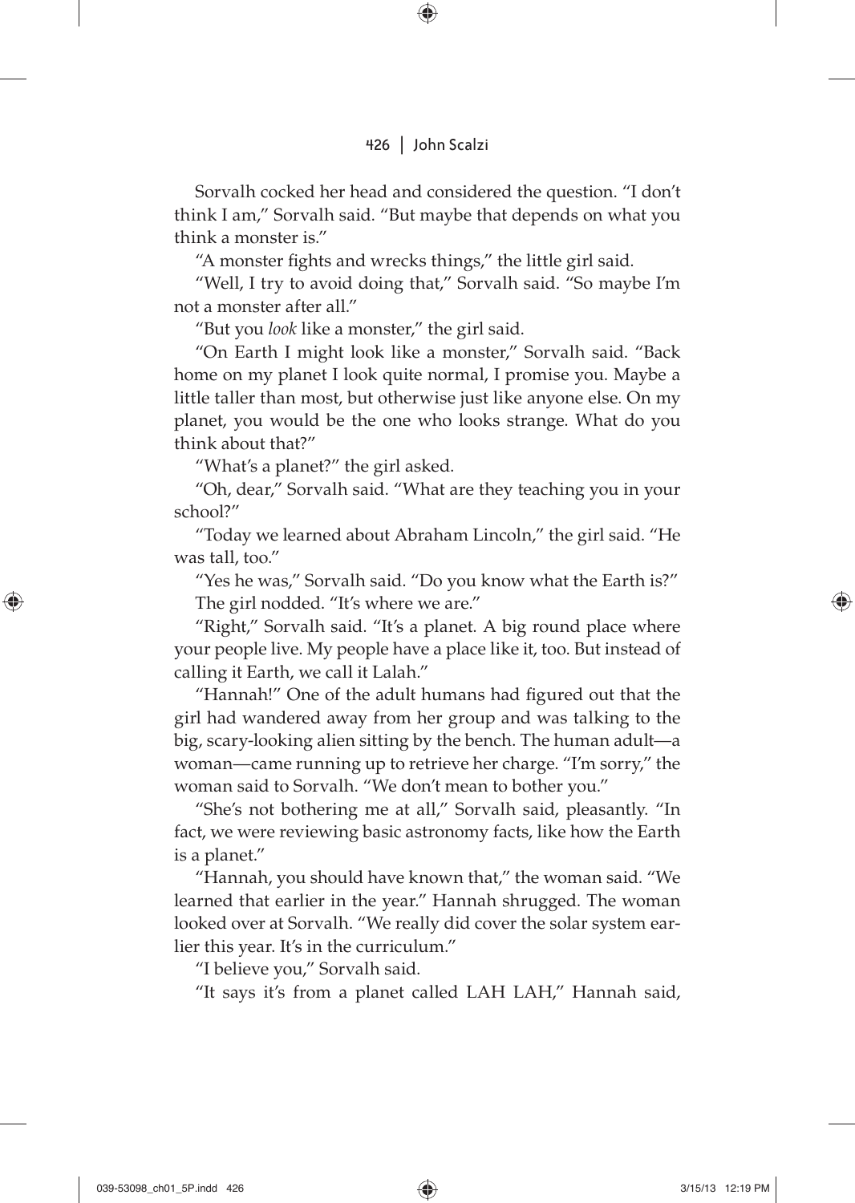Sorvalh cocked her head and considered the question. "I don't think I am," Sorvalh said. "But maybe that depends on what you think a monster is."

"A monster fights and wrecks things," the little girl said.

"Well, I try to avoid doing that," Sorvalh said. "So maybe I'm not a monster after all."

"But you *look* like a monster," the girl said.

"On Earth I might look like a monster," Sorvalh said. "Back home on my planet I look quite normal, I promise you. Maybe a little taller than most, but otherwise just like anyone else. On my planet, you would be the one who looks strange. What do you think about that?"

"What's a planet?" the girl asked.

"Oh, dear," Sorvalh said. "What are they teaching you in your school?"

"Today we learned about Abraham Lincoln," the girl said. "He was tall, too."

"Yes he was," Sorvalh said. "Do you know what the Earth is?"

The girl nodded. "It's where we are."

"Right," Sorvalh said. "It's a planet. A big round place where your people live. My people have a place like it, too. But instead of calling it Earth, we call it Lalah."

"Hannah!" One of the adult humans had figured out that the girl had wandered away from her group and was talking to the big, scary-looking alien sitting by the bench. The human adult—a woman—came running up to retrieve her charge. "I'm sorry," the woman said to Sorvalh. "We don't mean to bother you."

"She's not bothering me at all," Sorvalh said, pleasantly. "In fact, we were reviewing basic astronomy facts, like how the Earth is a planet."

"Hannah, you should have known that," the woman said. "We learned that earlier in the year." Hannah shrugged. The woman looked over at Sorvalh. "We really did cover the solar system earlier this year. It's in the curriculum."

"I believe you," Sorvalh said.

"It says it's from a planet called LAH LAH," Hannah said,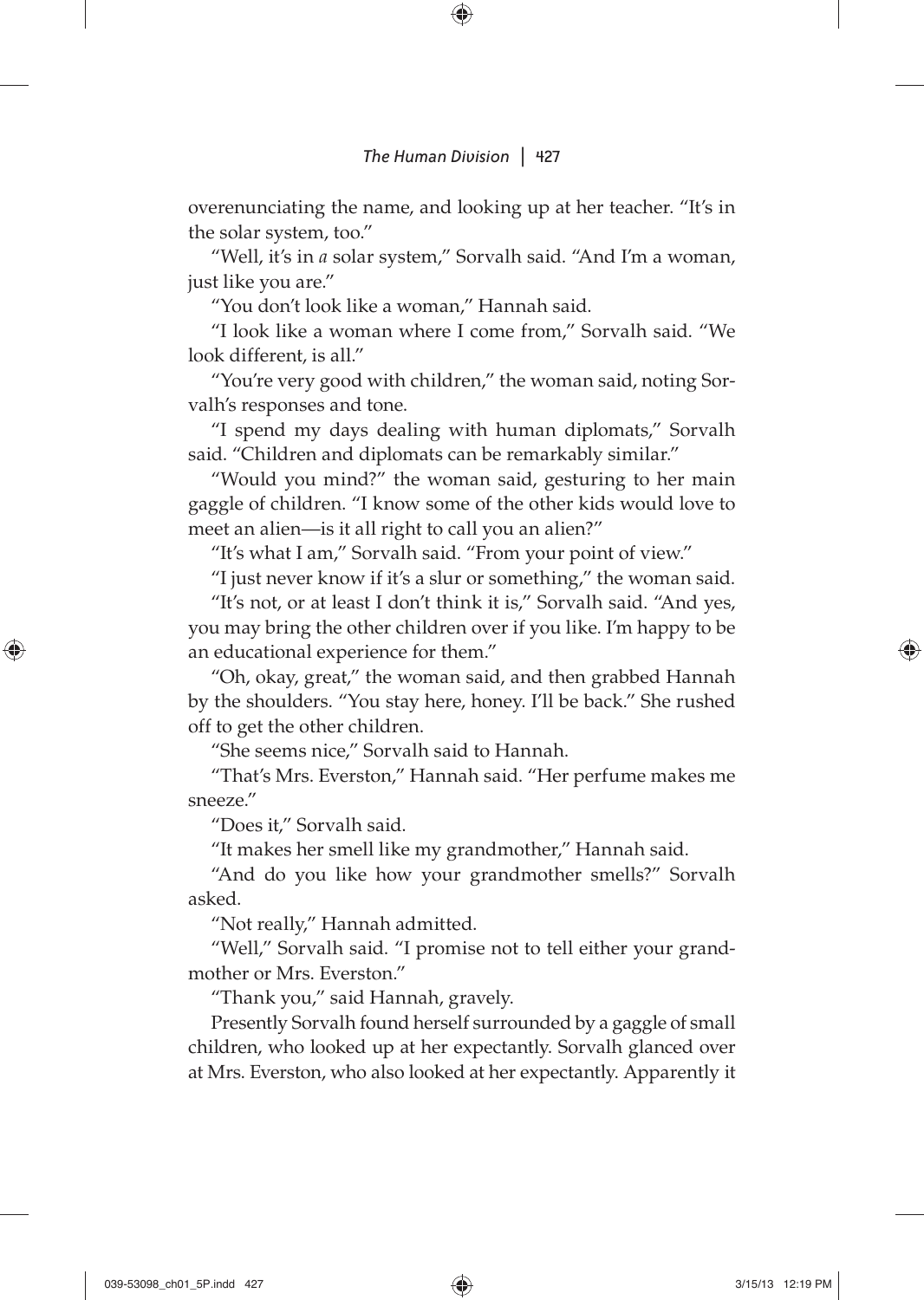overenunciating the name, and looking up at her teacher. "It's in the solar system, too."

"Well, it's in *a* solar system," Sorvalh said. "And I'm a woman, just like you are."

"You don't look like a woman," Hannah said.

"I look like a woman where I come from," Sorvalh said. "We look different, is all."

"You're very good with children," the woman said, noting Sorvalh's responses and tone.

"I spend my days dealing with human diplomats," Sorvalh said. "Children and diplomats can be remarkably similar."

"Would you mind?" the woman said, gesturing to her main gaggle of children. "I know some of the other kids would love to meet an alien—is it all right to call you an alien?"

"It's what I am," Sorvalh said. "From your point of view."

"I just never know if it's a slur or something," the woman said.

"It's not, or at least I don't think it is," Sorvalh said. "And yes, you may bring the other children over if you like. I'm happy to be an educational experience for them."

"Oh, okay, great," the woman said, and then grabbed Hannah by the shoulders. "You stay here, honey. I'll be back." She rushed off to get the other children.

"She seems nice," Sorvalh said to Hannah.

"That's Mrs. Everston," Hannah said. "Her perfume makes me sneeze."

"Does it," Sorvalh said.

"It makes her smell like my grandmother," Hannah said.

"And do you like how your grandmother smells?" Sorvalh asked.

"Not really," Hannah admitted.

"Well," Sorvalh said. "I promise not to tell either your grandmother or Mrs. Everston."

"Thank you," said Hannah, gravely.

Presently Sorvalh found herself surrounded by a gaggle of small children, who looked up at her expectantly. Sorvalh glanced over at Mrs. Everston, who also looked at her expectantly. Apparently it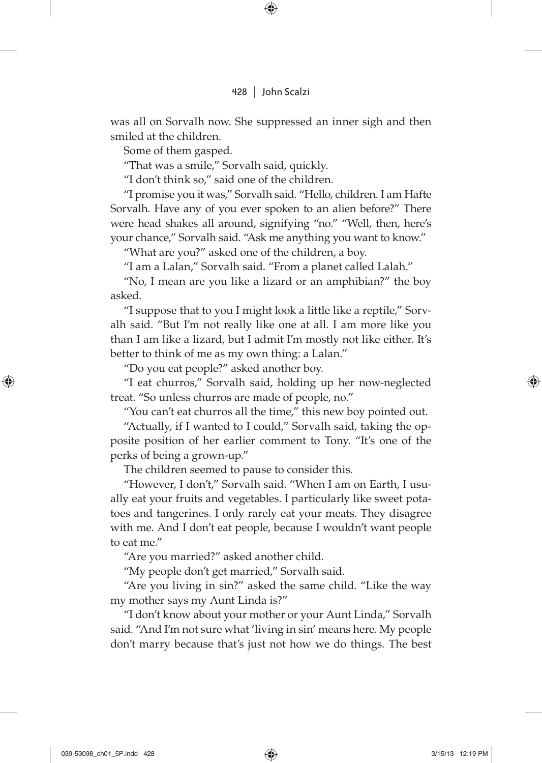was all on Sorvalh now. She suppressed an inner sigh and then smiled at the children.

Some of them gasped.

"That was a smile," Sorvalh said, quickly.

"I don't think so," said one of the children.

"I promise you it was," Sorvalh said. "Hello, children. I am Hafte Sorvalh. Have any of you ever spoken to an alien before?" There were head shakes all around, signifying "no." "Well, then, here's your chance," Sorvalh said. "Ask me anything you want to know."

"What are you?" asked one of the children, a boy.

"I am a Lalan," Sorvalh said. "From a planet called Lalah."

"No, I mean are you like a lizard or an amphibian?" the boy asked.

"I suppose that to you I might look a little like a reptile," Sorvalh said. "But I'm not really like one at all. I am more like you than I am like a lizard, but I admit I'm mostly not like either. It's better to think of me as my own thing: a Lalan."

"Do you eat people?" asked another boy.

"I eat churros," Sorvalh said, holding up her now-neglected treat. "So unless churros are made of people, no."

"You can't eat churros all the time," this new boy pointed out.

"Actually, if I wanted to I could," Sorvalh said, taking the opposite position of her earlier comment to Tony. "It's one of the perks of being a grown-up."

The children seemed to pause to consider this.

"However, I don't," Sorvalh said. "When I am on Earth, I usually eat your fruits and vegetables. I particularly like sweet potatoes and tangerines. I only rarely eat your meats. They disagree with me. And I don't eat people, because I wouldn't want people to eat me."

"Are you married?" asked another child.

"My people don't get married," Sorvalh said.

"Are you living in sin?" asked the same child. "Like the way my mother says my Aunt Linda is?"

"I don't know about your mother or your Aunt Linda," Sorvalh said. "And I'm not sure what 'living in sin' means here. My people don't marry because that's just not how we do things. The best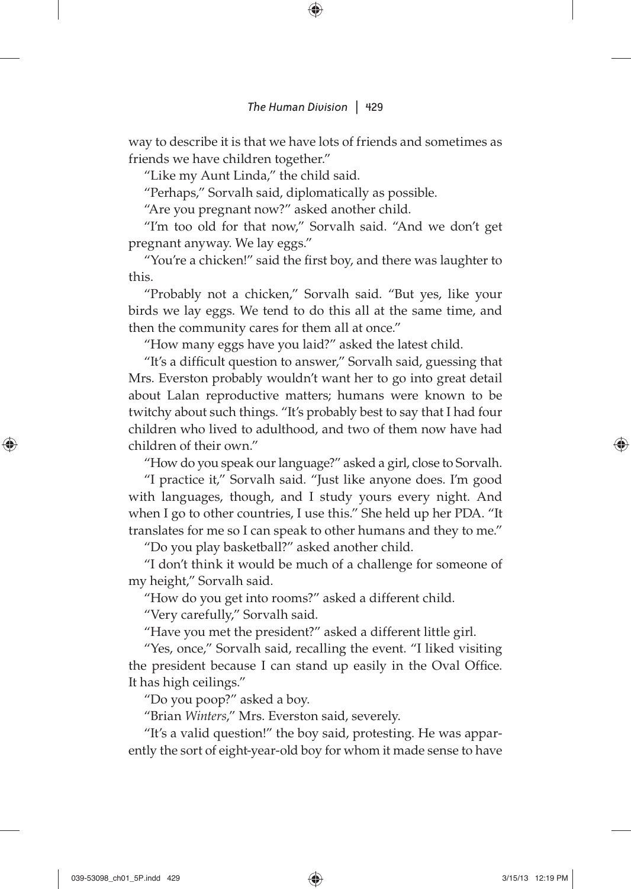way to describe it is that we have lots of friends and sometimes as friends we have children together."

"Like my Aunt Linda," the child said.

"Perhaps," Sorvalh said, diplomatically as possible.

"Are you pregnant now?" asked another child.

"I'm too old for that now," Sorvalh said. "And we don't get pregnant anyway. We lay eggs."

"You're a chicken!" said the first boy, and there was laughter to this.

"Probably not a chicken," Sorvalh said. "But yes, like your birds we lay eggs. We tend to do this all at the same time, and then the community cares for them all at once."

"How many eggs have you laid?" asked the latest child.

"It's a difficult question to answer," Sorvalh said, guessing that Mrs. Everston probably wouldn't want her to go into great detail about Lalan reproductive matters; humans were known to be twitchy about such things. "It's probably best to say that I had four children who lived to adulthood, and two of them now have had children of their own."

"How do you speak our language?" asked a girl, close to Sorvalh.

"I practice it," Sorvalh said. "Just like anyone does. I'm good with languages, though, and I study yours every night. And when I go to other countries, I use this." She held up her PDA. "It translates for me so I can speak to other humans and they to me."

"Do you play basketball?" asked another child.

"I don't think it would be much of a challenge for someone of my height," Sorvalh said.

"How do you get into rooms?" asked a different child.

"Very carefully," Sorvalh said.

"Have you met the president?" asked a different little girl.

"Yes, once," Sorvalh said, recalling the event. "I liked visiting the president because I can stand up easily in the Oval Office. It has high ceilings."

"Do you poop?" asked a boy.

"Brian *Winters*," Mrs. Everston said, severely.

"It's a valid question!" the boy said, protesting. He was apparently the sort of eight-year-old boy for whom it made sense to have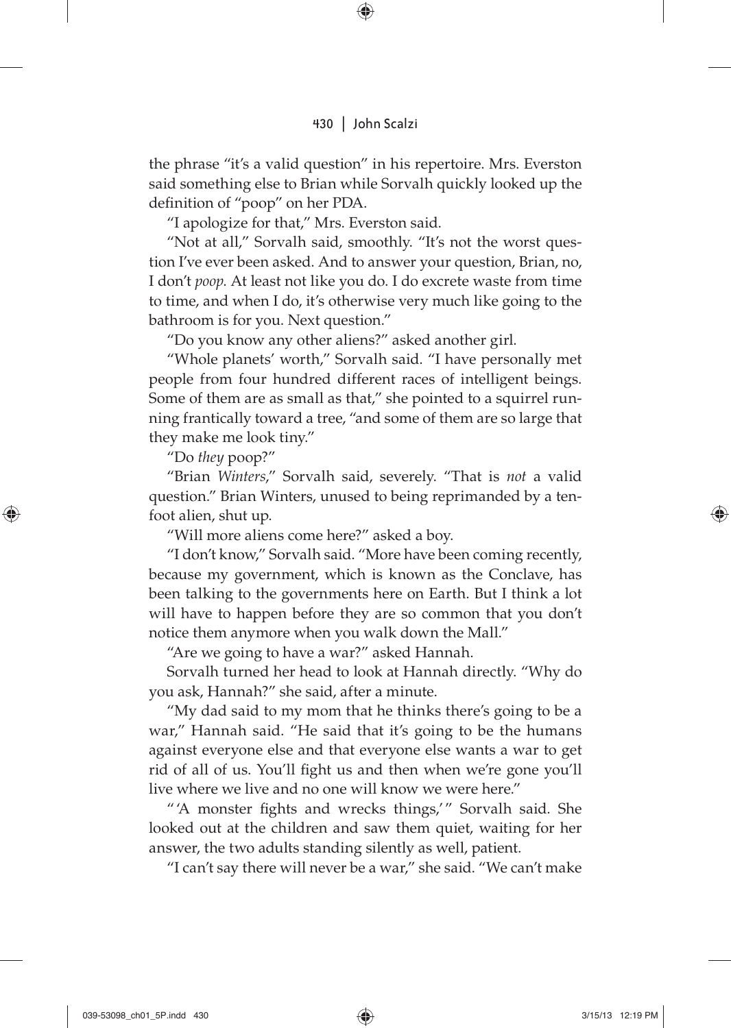the phrase "it's a valid question" in his repertoire. Mrs. Everston said something else to Brian while Sorvalh quickly looked up the definition of "poop" on her PDA.

"I apologize for that," Mrs. Everston said.

"Not at all," Sorvalh said, smoothly. "It's not the worst question I've ever been asked. And to answer your question, Brian, no, I don't *poop*. At least not like you do. I do excrete waste from time to time, and when I do, it's otherwise very much like going to the bathroom is for you. Next question."

"Do you know any other aliens?" asked another girl.

"Whole planets' worth," Sorvalh said. "I have personally met people from four hundred different races of intelligent beings. Some of them are as small as that," she pointed to a squirrel running frantically toward a tree, "and some of them are so large that they make me look tiny."

"Do *they* poop?"

"Brian *Winters*," Sorvalh said, severely. "That is *not* a valid question." Brian Winters, unused to being reprimanded by a ten-foot alien, shut up.

"Will more aliens come here?" asked a boy.

"I don't know," Sorvalh said. "More have been coming recently, because my government, which is known as the Conclave, has been talking to the governments here on Earth. But I think a lot will have to happen before they are so common that you don't notice them anymore when you walk down the Mall."

"Are we going to have a war?" asked Hannah.

Sorvalh turned her head to look at Hannah directly. "Why do you ask, Hannah?" she said, after a minute.

"My dad said to my mom that he thinks there's going to be a war," Hannah said. "He said that it's going to be the humans against everyone else and that everyone else wants a war to get rid of all of us. You'll fight us and then when we're gone you'll live where we live and no one will know we were here."

"'A monster fights and wrecks things,'" Sorvalh said. She looked out at the children and saw them quiet, waiting for her answer, the two adults standing silently as well, patient.

"I can't say there will never be a war," she said. "We can't make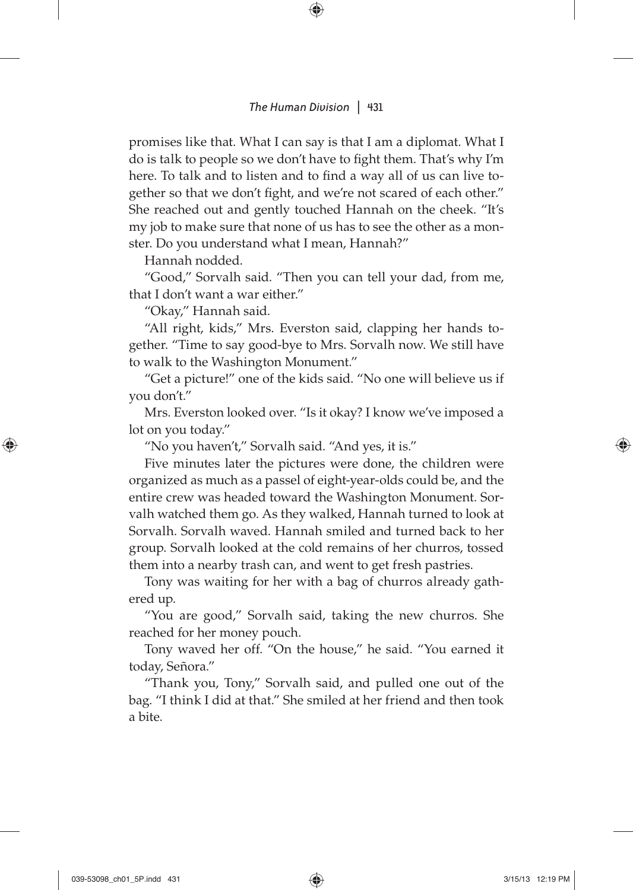promises like that. What I can say is that I am a diplomat. What I do is talk to people so we don't have to fight them. That's why I'm here. To talk and to listen and to find a way all of us can live together so that we don't fight, and we're not scared of each other." She reached out and gently touched Hannah on the cheek. "It's my job to make sure that none of us has to see the other as a monster. Do you understand what I mean, Hannah?"

Hannah nodded.

"Good," Sorvalh said. "Then you can tell your dad, from me, that I don't want a war either."

"Okay," Hannah said.

"All right, kids," Mrs. Everston said, clapping her hands together. "Time to say good-bye to Mrs. Sorvalh now. We still have to walk to the Washington Monument."

"Get a picture!" one of the kids said. "No one will believe us if you don't."

Mrs. Everston looked over. "Is it okay? I know we've imposed a lot on you today."

"No you haven't," Sorvalh said. "And yes, it is."

Five minutes later the pictures were done, the children were organized as much as a passel of eight-year-olds could be, and the entire crew was headed toward the Washington Monument. Sorvalh watched them go. As they walked, Hannah turned to look at Sorvalh. Sorvalh waved. Hannah smiled and turned back to her group. Sorvalh looked at the cold remains of her churros, tossed them into a nearby trash can, and went to get fresh pastries.

Tony was waiting for her with a bag of churros already gathered up.

"You are good," Sorvalh said, taking the new churros. She reached for her money pouch.

Tony waved her off. "On the house," he said. "You earned it today, Señora."

"Thank you, Tony," Sorvalh said, and pulled one out of the bag. "I think I did at that." She smiled at her friend and then took a bite.